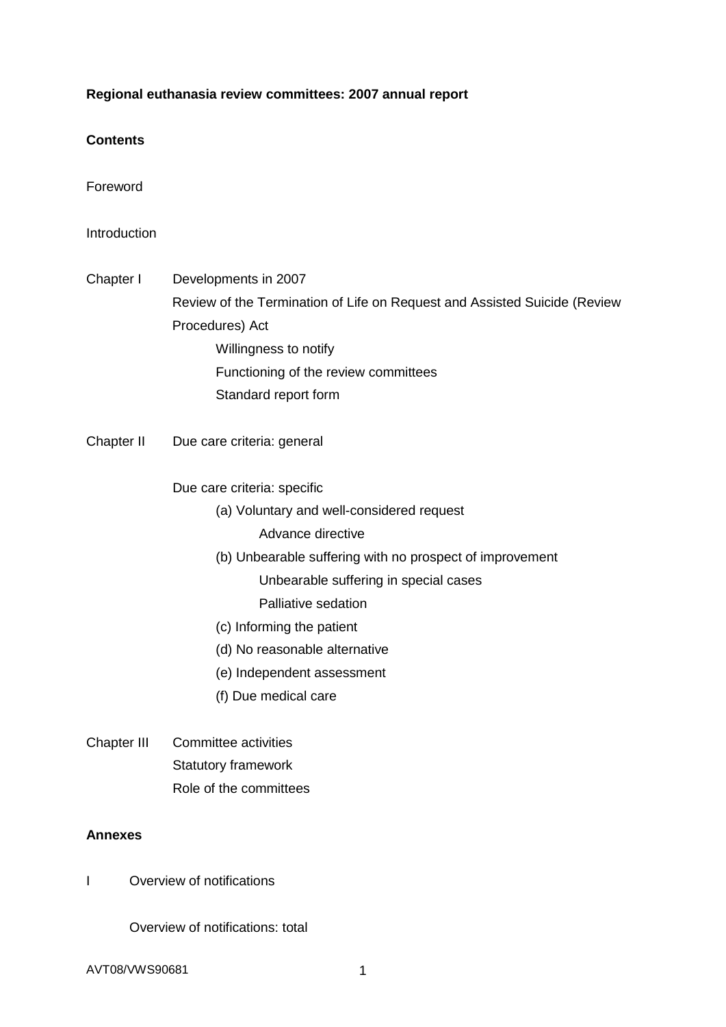**Regional euthanasia review committees: 2007 annual report**

**Contents**

Foreword

Introduction

Chapter I Developments in 2007

- Review of the Termination of Life on Request and Assisted Suicide (Review Procedures) Act
  - Willingness to notify
  - Functioning of the review committees
  - Standard report form

Chapter II Due care criteria: general

- Due care criteria: specific
  - (a) Voluntary and well-considered request
    - Advance directive
  - (b) Unbearable suffering with no prospect of improvement
    - Unbearable suffering in special cases
    - Palliative sedation
  - (c) Informing the patient
  - (d) No reasonable alternative
  - (e) Independent assessment
  - (f) Due medical care

Chapter III Committee activities

- Statutory framework
- Role of the committees

**Annexes**

I Overview of notifications

- Overview of notifications: total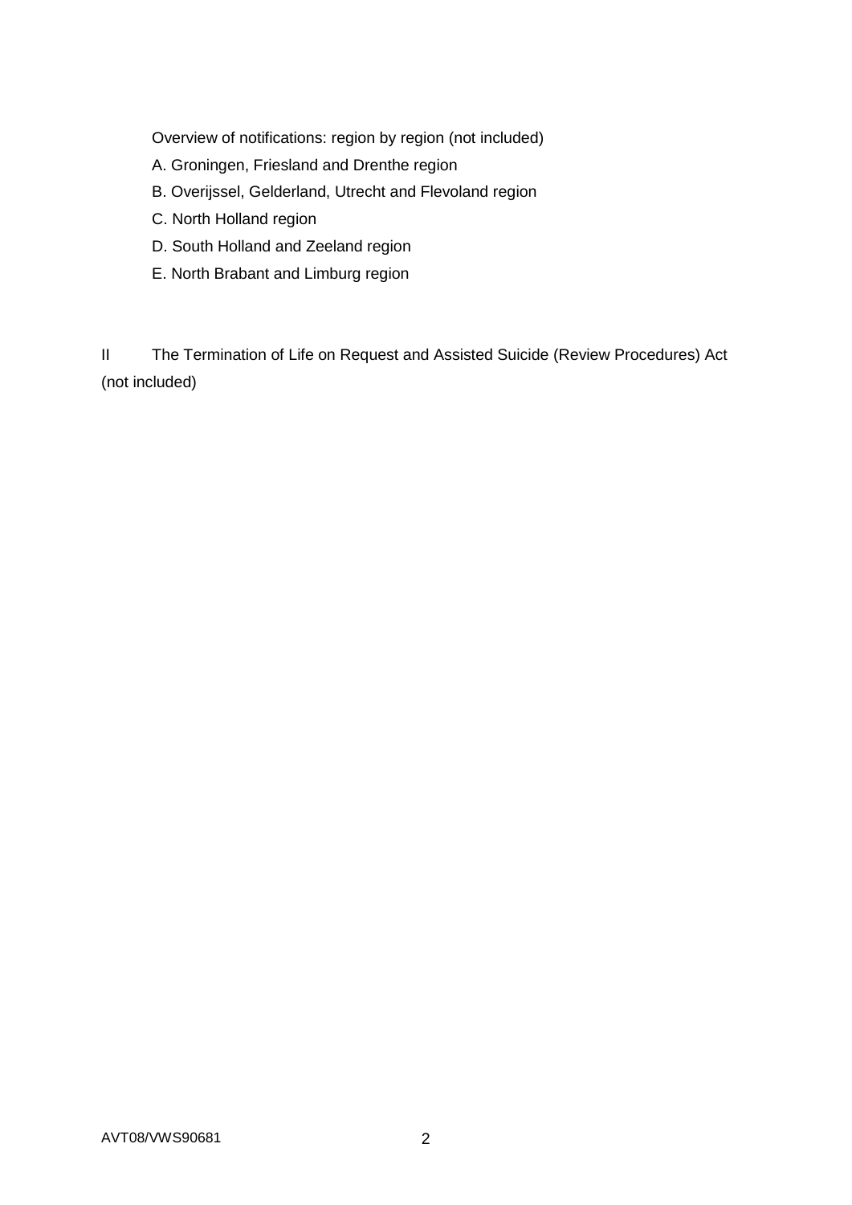Overview of notifications: region by region (not included)

A. Groningen, Friesland and Drenthe region

B. Overijssel, Gelderland, Utrecht and Flevoland region

C. North Holland region

D. South Holland and Zeeland region

E. North Brabant and Limburg region

II The Termination of Life on Request and Assisted Suicide (Review Procedures) Act (not included)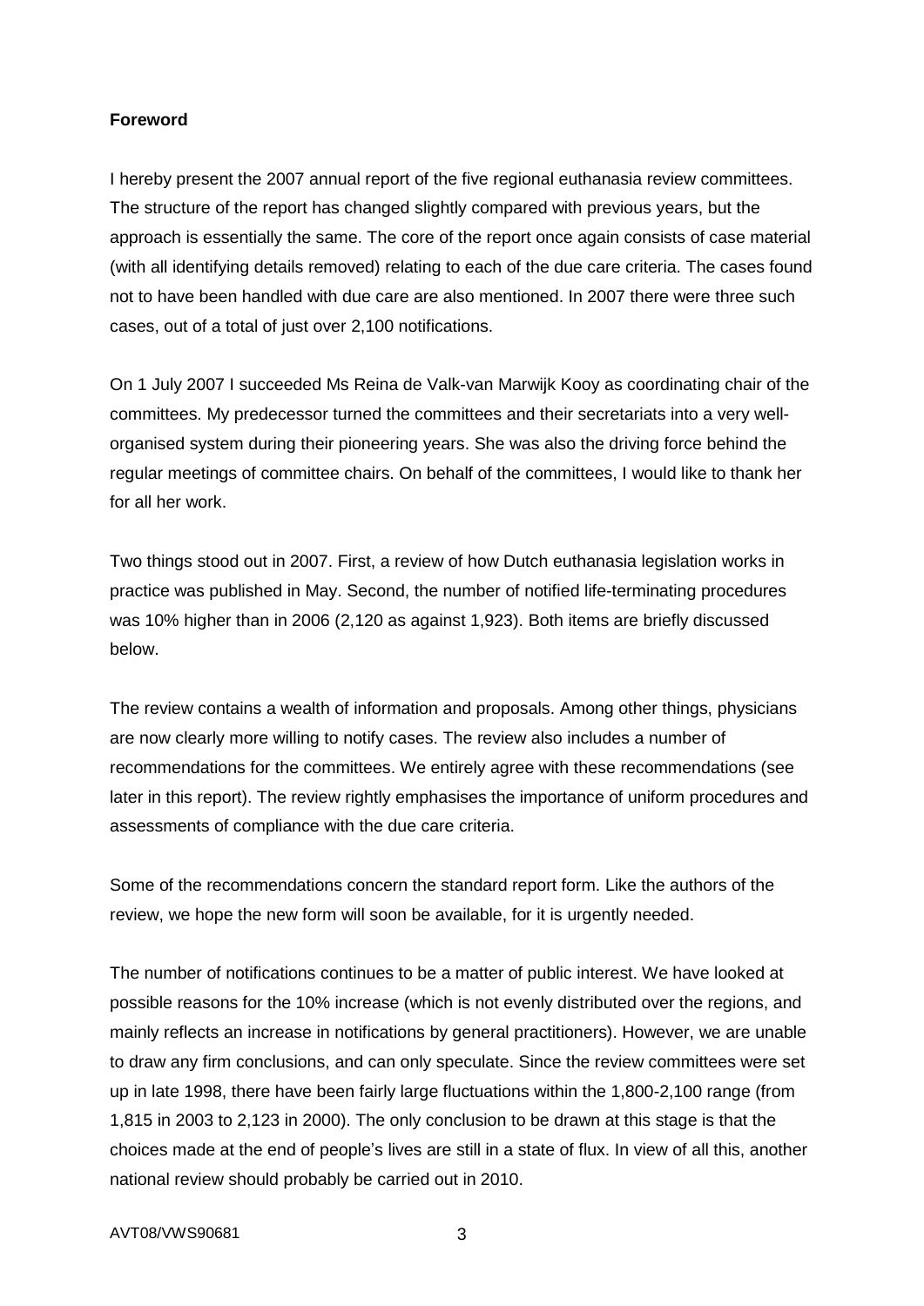**Foreword**

I hereby present the 2007 annual report of the five regional euthanasia review committees. The structure of the report has changed slightly compared with previous years, but the approach is essentially the same. The core of the report once again consists of case material (with all identifying details removed) relating to each of the due care criteria. The cases found not to have been handled with due care are also mentioned. In 2007 there were three such cases, out of a total of just over 2,100 notifications.

On 1 July 2007 I succeeded Ms Reina de Valk-van Marwijk Kooy as coordinating chair of the committees. My predecessor turned the committees and their secretariats into a very well-organised system during their pioneering years. She was also the driving force behind the regular meetings of committee chairs. On behalf of the committees, I would like to thank her for all her work.

Two things stood out in 2007. First, a review of how Dutch euthanasia legislation works in practice was published in May. Second, the number of notified life-terminating procedures was 10% higher than in 2006 (2,120 as against 1,923). Both items are briefly discussed below.

The review contains a wealth of information and proposals. Among other things, physicians are now clearly more willing to notify cases. The review also includes a number of recommendations for the committees. We entirely agree with these recommendations (see later in this report). The review rightly emphasises the importance of uniform procedures and assessments of compliance with the due care criteria.

Some of the recommendations concern the standard report form. Like the authors of the review, we hope the new form will soon be available, for it is urgently needed.

The number of notifications continues to be a matter of public interest. We have looked at possible reasons for the 10% increase (which is not evenly distributed over the regions, and mainly reflects an increase in notifications by general practitioners). However, we are unable to draw any firm conclusions, and can only speculate. Since the review committees were set up in late 1998, there have been fairly large fluctuations within the 1,800-2,100 range (from 1,815 in 2003 to 2,123 in 2000). The only conclusion to be drawn at this stage is that the choices made at the end of people's lives are still in a state of flux. In view of all this, another national review should probably be carried out in 2010.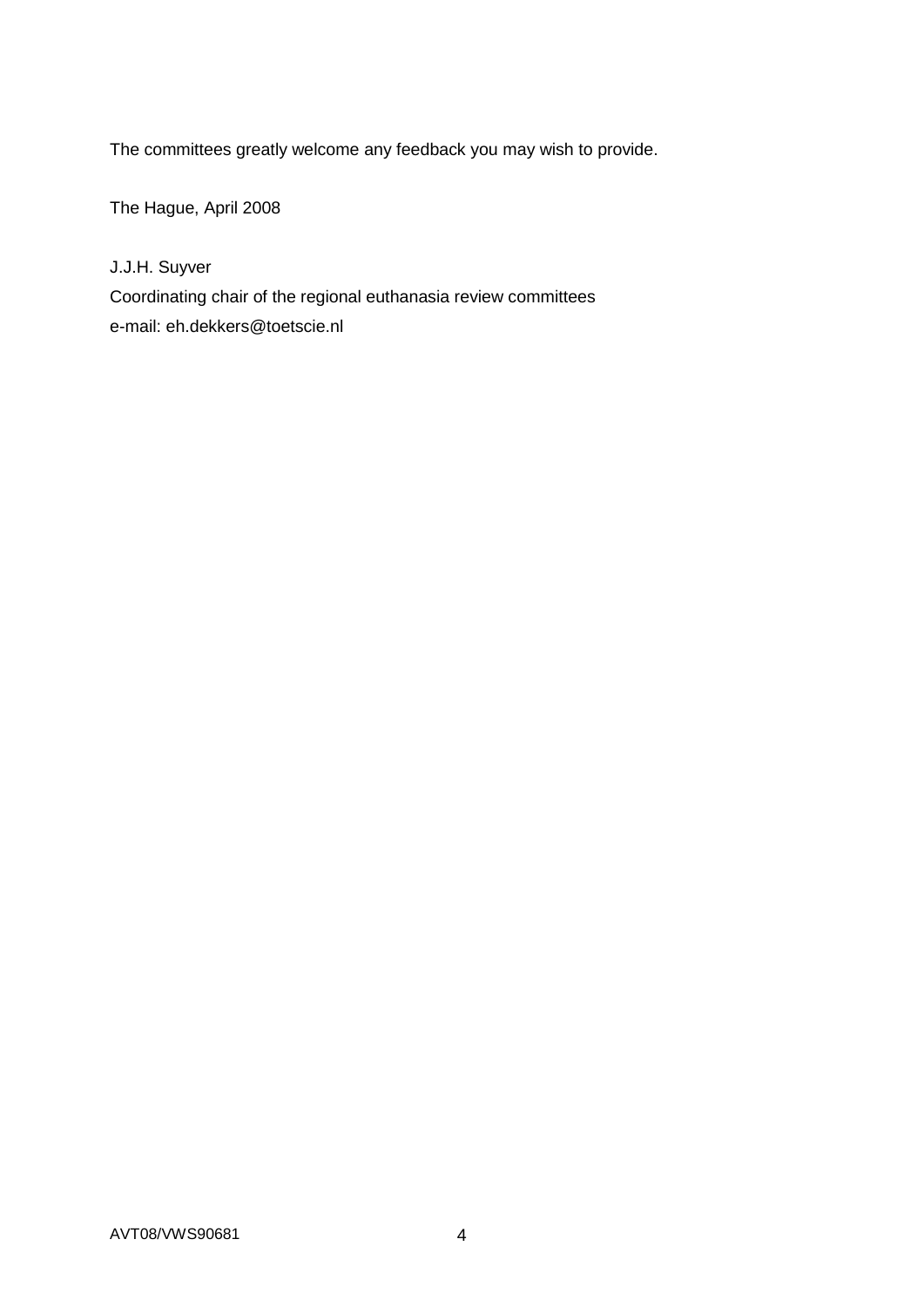The committees greatly welcome any feedback you may wish to provide.

The Hague, April 2008

J.J.H. Suyver
Coordinating chair of the regional euthanasia review committees
e-mail: eh.dekkers@toetscie.nl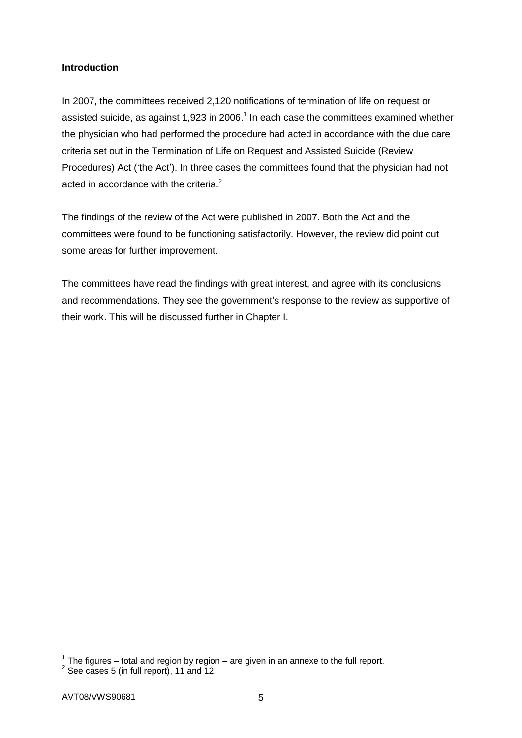**Introduction**

In 2007, the committees received 2,120 notifications of termination of life on request or assisted suicide, as against 1,923 in 2006.[1] In each case the committees examined whether the physician who had performed the procedure had acted in accordance with the due care criteria set out in the Termination of Life on Request and Assisted Suicide (Review Procedures) Act ('the Act'). In three cases the committees found that the physician had not acted in accordance with the criteria.[2]

The findings of the review of the Act were published in 2007. Both the Act and the committees were found to be functioning satisfactorily. However, the review did point out some areas for further improvement.

The committees have read the findings with great interest, and agree with its conclusions and recommendations. They see the government's response to the review as supportive of their work. This will be discussed further in Chapter I.

---

[1] The figures – total and region by region – are given in an annexe to the full report.

[2] See cases 5 (in full report), 11 and 12.

AVT08/VWS90681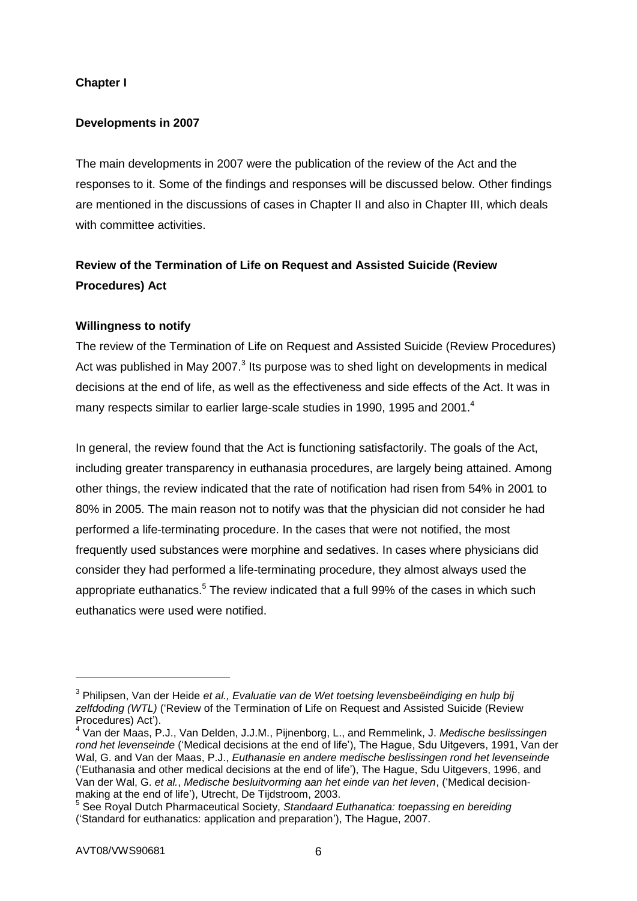**Chapter I**

**Developments in 2007**

The main developments in 2007 were the publication of the review of the Act and the responses to it. Some of the findings and responses will be discussed below. Other findings are mentioned in the discussions of cases in Chapter II and also in Chapter III, which deals with committee activities.

**Review of the Termination of Life on Request and Assisted Suicide (Review Procedures) Act**

**Willingness to notify**

The review of the Termination of Life on Request and Assisted Suicide (Review Procedures) Act was published in May 2007.[3] Its purpose was to shed light on developments in medical decisions at the end of life, as well as the effectiveness and side effects of the Act. It was in many respects similar to earlier large-scale studies in 1990, 1995 and 2001.[4]

In general, the review found that the Act is functioning satisfactorily. The goals of the Act, including greater transparency in euthanasia procedures, are largely being attained. Among other things, the review indicated that the rate of notification had risen from 54% in 2001 to 80% in 2005. The main reason not to notify was that the physician did not consider he had performed a life-terminating procedure. In the cases that were not notified, the most frequently used substances were morphine and sedatives. In cases where physicians did consider they had performed a life-terminating procedure, they almost always used the appropriate euthanatics.[5] The review indicated that a full 99% of the cases in which such euthanatics were used were notified.

---

[3] Philipsen, Van der Heide *et al., Evaluatie van de Wet toetsing levensbeëindiging en hulp bij zelfdoding (WTL)* ('Review of the Termination of Life on Request and Assisted Suicide (Review Procedures) Act').

[4] Van der Maas, P.J., Van Delden, J.J.M., Pijnenborg, L., and Remmelink, J. *Medische beslissingen rond het levenseinde* ('Medical decisions at the end of life'), The Hague, Sdu Uitgevers, 1991, Van der Wal, G. and Van der Maas, P.J., *Euthanasie en andere medische beslissingen rond het levenseinde* ('Euthanasia and other medical decisions at the end of life'), The Hague, Sdu Uitgevers, 1996, and Van der Wal, G. *et al.*, *Medische besluitvorming aan het einde van het leven*, ('Medical decision-making at the end of life'), Utrecht, De Tijdstroom, 2003.

[5] See Royal Dutch Pharmaceutical Society, *Standaard Euthanatica: toepassing en bereiding* ('Standard for euthanatics: application and preparation'), The Hague, 2007.

AVT08/VWS90681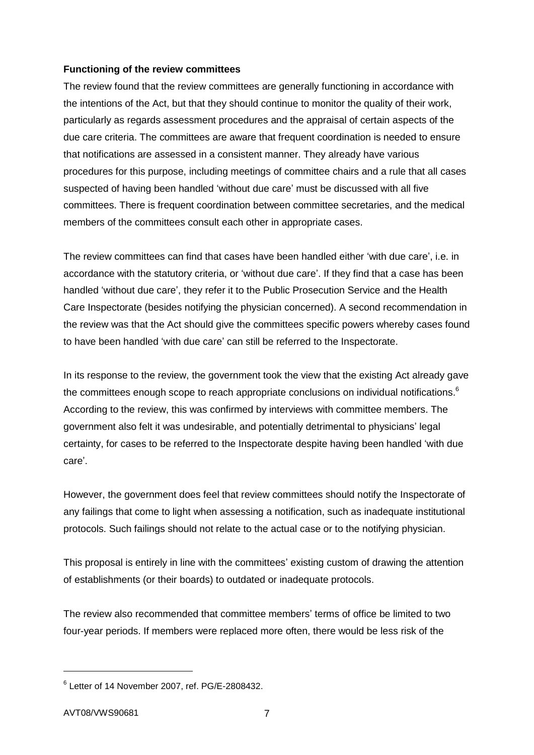**Functioning of the review committees**

The review found that the review committees are generally functioning in accordance with the intentions of the Act, but that they should continue to monitor the quality of their work, particularly as regards assessment procedures and the appraisal of certain aspects of the due care criteria. The committees are aware that frequent coordination is needed to ensure that notifications are assessed in a consistent manner. They already have various procedures for this purpose, including meetings of committee chairs and a rule that all cases suspected of having been handled 'without due care' must be discussed with all five committees. There is frequent coordination between committee secretaries, and the medical members of the committees consult each other in appropriate cases.

The review committees can find that cases have been handled either 'with due care', i.e. in accordance with the statutory criteria, or 'without due care'. If they find that a case has been handled 'without due care', they refer it to the Public Prosecution Service and the Health Care Inspectorate (besides notifying the physician concerned). A second recommendation in the review was that the Act should give the committees specific powers whereby cases found to have been handled 'with due care' can still be referred to the Inspectorate.

In its response to the review, the government took the view that the existing Act already gave the committees enough scope to reach appropriate conclusions on individual notifications.[6] According to the review, this was confirmed by interviews with committee members. The government also felt it was undesirable, and potentially detrimental to physicians' legal certainty, for cases to be referred to the Inspectorate despite having been handled 'with due care'.

However, the government does feel that review committees should notify the Inspectorate of any failings that come to light when assessing a notification, such as inadequate institutional protocols. Such failings should not relate to the actual case or to the notifying physician.

This proposal is entirely in line with the committees' existing custom of drawing the attention of establishments (or their boards) to outdated or inadequate protocols.

The review also recommended that committee members' terms of office be limited to two four-year periods. If members were replaced more often, there would be less risk of the

---

[6] Letter of 14 November 2007, ref. PG/E-2808432.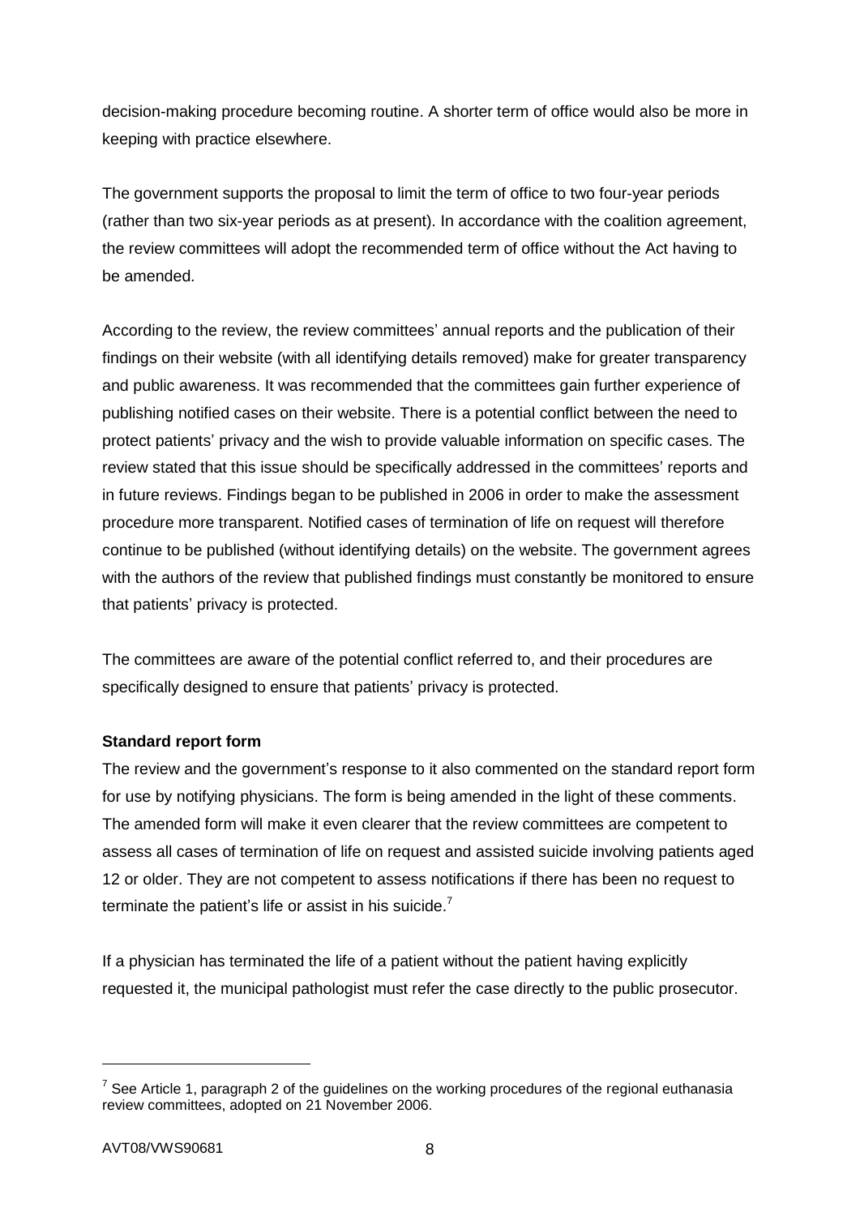decision-making procedure becoming routine. A shorter term of office would also be more in keeping with practice elsewhere.

The government supports the proposal to limit the term of office to two four-year periods (rather than two six-year periods as at present). In accordance with the coalition agreement, the review committees will adopt the recommended term of office without the Act having to be amended.

According to the review, the review committees' annual reports and the publication of their findings on their website (with all identifying details removed) make for greater transparency and public awareness. It was recommended that the committees gain further experience of publishing notified cases on their website. There is a potential conflict between the need to protect patients' privacy and the wish to provide valuable information on specific cases. The review stated that this issue should be specifically addressed in the committees' reports and in future reviews. Findings began to be published in 2006 in order to make the assessment procedure more transparent. Notified cases of termination of life on request will therefore continue to be published (without identifying details) on the website. The government agrees with the authors of the review that published findings must constantly be monitored to ensure that patients' privacy is protected.

The committees are aware of the potential conflict referred to, and their procedures are specifically designed to ensure that patients' privacy is protected.

**Standard report form**

The review and the government's response to it also commented on the standard report form for use by notifying physicians. The form is being amended in the light of these comments. The amended form will make it even clearer that the review committees are competent to assess all cases of termination of life on request and assisted suicide involving patients aged 12 or older. They are not competent to assess notifications if there has been no request to terminate the patient's life or assist in his suicide.[7]

If a physician has terminated the life of a patient without the patient having explicitly requested it, the municipal pathologist must refer the case directly to the public prosecutor.

---

[7] See Article 1, paragraph 2 of the guidelines on the working procedures of the regional euthanasia review committees, adopted on 21 November 2006.

AVT08/VWS90681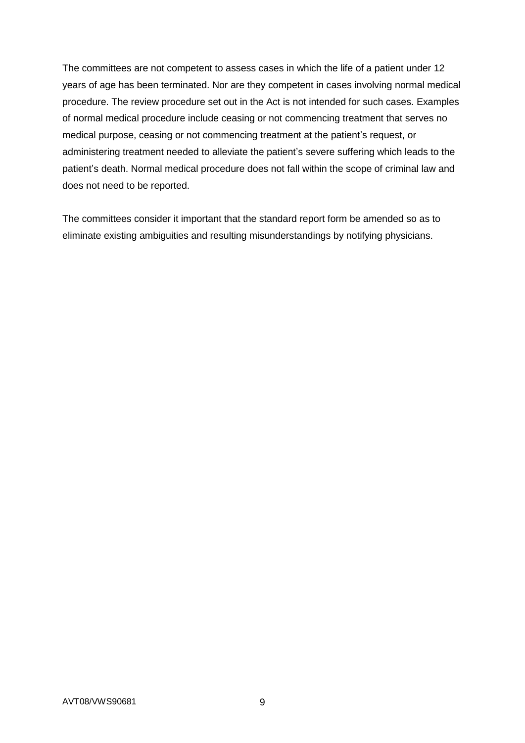The committees are not competent to assess cases in which the life of a patient under 12 years of age has been terminated. Nor are they competent in cases involving normal medical procedure. The review procedure set out in the Act is not intended for such cases. Examples of normal medical procedure include ceasing or not commencing treatment that serves no medical purpose, ceasing or not commencing treatment at the patient's request, or administering treatment needed to alleviate the patient's severe suffering which leads to the patient's death. Normal medical procedure does not fall within the scope of criminal law and does not need to be reported.

The committees consider it important that the standard report form be amended so as to eliminate existing ambiguities and resulting misunderstandings by notifying physicians.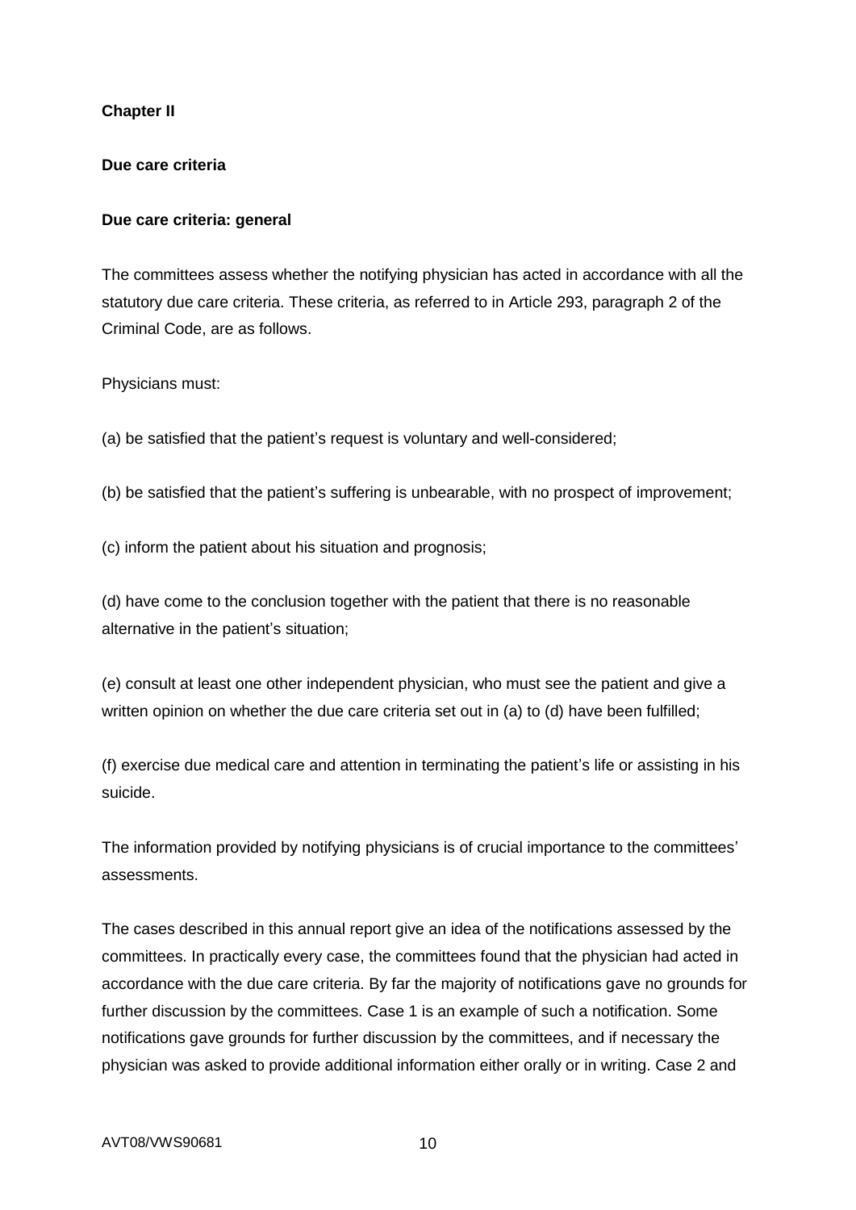## Chapter II

## Due care criteria

### Due care criteria: general

The committees assess whether the notifying physician has acted in accordance with all the statutory due care criteria. These criteria, as referred to in Article 293, paragraph 2 of the Criminal Code, are as follows.

Physicians must:

(a) be satisfied that the patient's request is voluntary and well-considered;

(b) be satisfied that the patient's suffering is unbearable, with no prospect of improvement;

(c) inform the patient about his situation and prognosis;

(d) have come to the conclusion together with the patient that there is no reasonable alternative in the patient's situation;

(e) consult at least one other independent physician, who must see the patient and give a written opinion on whether the due care criteria set out in (a) to (d) have been fulfilled;

(f) exercise due medical care and attention in terminating the patient's life or assisting in his suicide.

The information provided by notifying physicians is of crucial importance to the committees' assessments.

The cases described in this annual report give an idea of the notifications assessed by the committees. In practically every case, the committees found that the physician had acted in accordance with the due care criteria. By far the majority of notifications gave no grounds for further discussion by the committees. Case 1 is an example of such a notification. Some notifications gave grounds for further discussion by the committees, and if necessary the physician was asked to provide additional information either orally or in writing. Case 2 and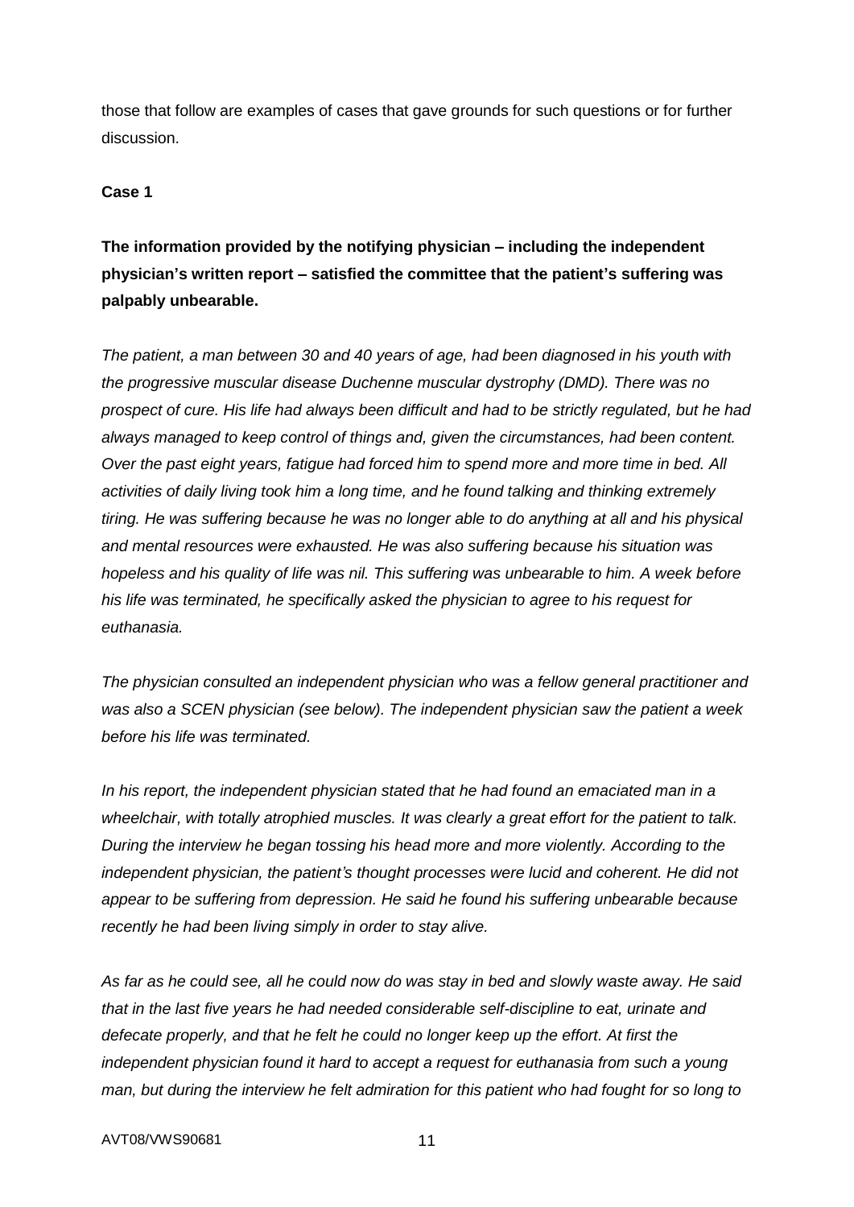those that follow are examples of cases that gave grounds for such questions or for further discussion.

**Case 1**

**The information provided by the notifying physician – including the independent physician's written report – satisfied the committee that the patient's suffering was palpably unbearable.**

*The patient, a man between 30 and 40 years of age, had been diagnosed in his youth with the progressive muscular disease Duchenne muscular dystrophy (DMD). There was no prospect of cure. His life had always been difficult and had to be strictly regulated, but he had always managed to keep control of things and, given the circumstances, had been content. Over the past eight years, fatigue had forced him to spend more and more time in bed. All activities of daily living took him a long time, and he found talking and thinking extremely tiring. He was suffering because he was no longer able to do anything at all and his physical and mental resources were exhausted. He was also suffering because his situation was hopeless and his quality of life was nil. This suffering was unbearable to him. A week before his life was terminated, he specifically asked the physician to agree to his request for euthanasia.*

*The physician consulted an independent physician who was a fellow general practitioner and was also a SCEN physician (see below). The independent physician saw the patient a week before his life was terminated.*

*In his report, the independent physician stated that he had found an emaciated man in a wheelchair, with totally atrophied muscles. It was clearly a great effort for the patient to talk. During the interview he began tossing his head more and more violently. According to the independent physician, the patient's thought processes were lucid and coherent. He did not appear to be suffering from depression. He said he found his suffering unbearable because recently he had been living simply in order to stay alive.*

*As far as he could see, all he could now do was stay in bed and slowly waste away. He said that in the last five years he had needed considerable self-discipline to eat, urinate and defecate properly, and that he felt he could no longer keep up the effort. At first the independent physician found it hard to accept a request for euthanasia from such a young man, but during the interview he felt admiration for this patient who had fought for so long to*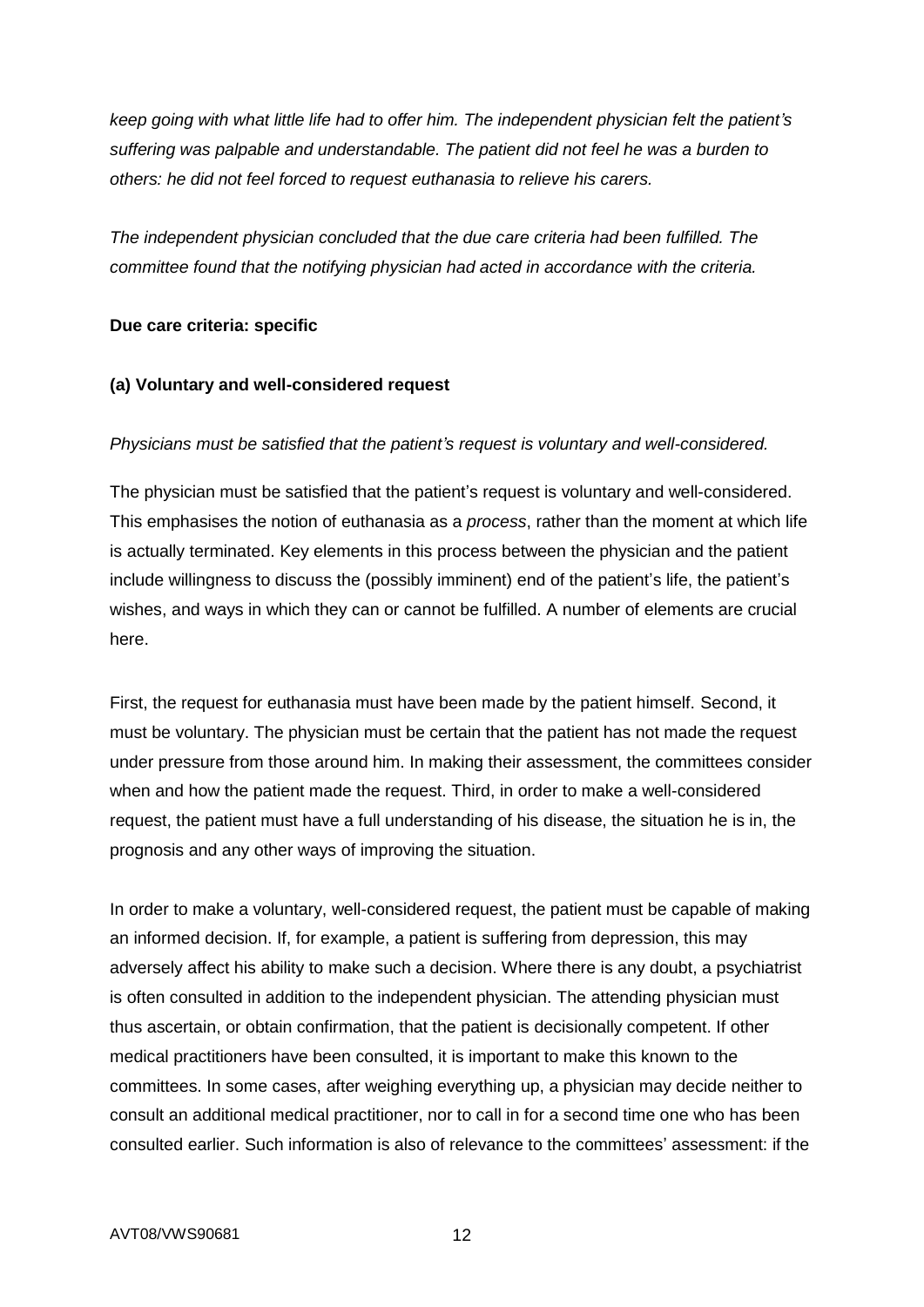*keep going with what little life had to offer him. The independent physician felt the patient's suffering was palpable and understandable. The patient did not feel he was a burden to others: he did not feel forced to request euthanasia to relieve his carers.*

*The independent physician concluded that the due care criteria had been fulfilled. The committee found that the notifying physician had acted in accordance with the criteria.*

**Due care criteria: specific**

**(a) Voluntary and well-considered request**

*Physicians must be satisfied that the patient's request is voluntary and well-considered.*

The physician must be satisfied that the patient's request is voluntary and well-considered. This emphasises the notion of euthanasia as a *process*, rather than the moment at which life is actually terminated. Key elements in this process between the physician and the patient include willingness to discuss the (possibly imminent) end of the patient's life, the patient's wishes, and ways in which they can or cannot be fulfilled. A number of elements are crucial here.

First, the request for euthanasia must have been made by the patient himself. Second, it must be voluntary. The physician must be certain that the patient has not made the request under pressure from those around him. In making their assessment, the committees consider when and how the patient made the request. Third, in order to make a well-considered request, the patient must have a full understanding of his disease, the situation he is in, the prognosis and any other ways of improving the situation.

In order to make a voluntary, well-considered request, the patient must be capable of making an informed decision. If, for example, a patient is suffering from depression, this may adversely affect his ability to make such a decision. Where there is any doubt, a psychiatrist is often consulted in addition to the independent physician. The attending physician must thus ascertain, or obtain confirmation, that the patient is decisionally competent. If other medical practitioners have been consulted, it is important to make this known to the committees. In some cases, after weighing everything up, a physician may decide neither to consult an additional medical practitioner, nor to call in for a second time one who has been consulted earlier. Such information is also of relevance to the committees' assessment: if the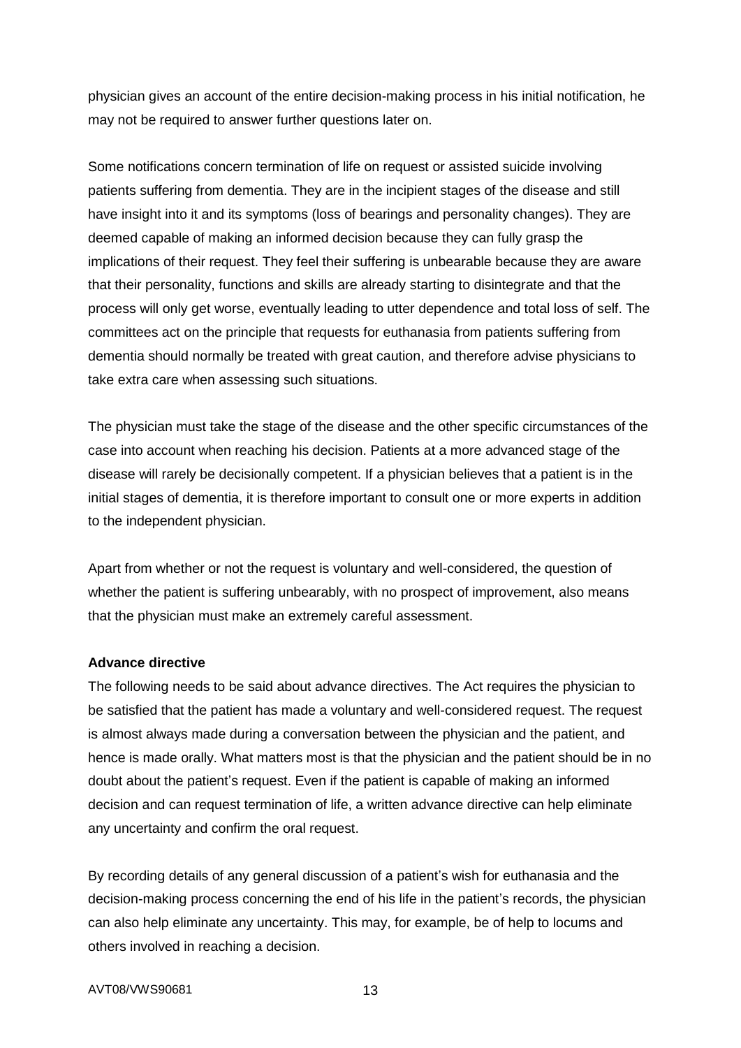physician gives an account of the entire decision-making process in his initial notification, he may not be required to answer further questions later on.

Some notifications concern termination of life on request or assisted suicide involving patients suffering from dementia. They are in the incipient stages of the disease and still have insight into it and its symptoms (loss of bearings and personality changes). They are deemed capable of making an informed decision because they can fully grasp the implications of their request. They feel their suffering is unbearable because they are aware that their personality, functions and skills are already starting to disintegrate and that the process will only get worse, eventually leading to utter dependence and total loss of self. The committees act on the principle that requests for euthanasia from patients suffering from dementia should normally be treated with great caution, and therefore advise physicians to take extra care when assessing such situations.

The physician must take the stage of the disease and the other specific circumstances of the case into account when reaching his decision. Patients at a more advanced stage of the disease will rarely be decisionally competent. If a physician believes that a patient is in the initial stages of dementia, it is therefore important to consult one or more experts in addition to the independent physician.

Apart from whether or not the request is voluntary and well-considered, the question of whether the patient is suffering unbearably, with no prospect of improvement, also means that the physician must make an extremely careful assessment.

**Advance directive**

The following needs to be said about advance directives. The Act requires the physician to be satisfied that the patient has made a voluntary and well-considered request. The request is almost always made during a conversation between the physician and the patient, and hence is made orally. What matters most is that the physician and the patient should be in no doubt about the patient's request. Even if the patient is capable of making an informed decision and can request termination of life, a written advance directive can help eliminate any uncertainty and confirm the oral request.

By recording details of any general discussion of a patient's wish for euthanasia and the decision-making process concerning the end of his life in the patient's records, the physician can also help eliminate any uncertainty. This may, for example, be of help to locums and others involved in reaching a decision.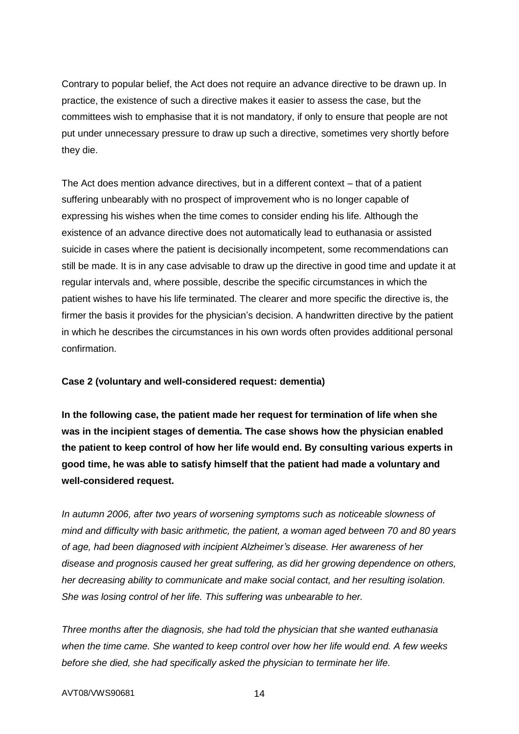Contrary to popular belief, the Act does not require an advance directive to be drawn up. In practice, the existence of such a directive makes it easier to assess the case, but the committees wish to emphasise that it is not mandatory, if only to ensure that people are not put under unnecessary pressure to draw up such a directive, sometimes very shortly before they die.

The Act does mention advance directives, but in a different context – that of a patient suffering unbearably with no prospect of improvement who is no longer capable of expressing his wishes when the time comes to consider ending his life. Although the existence of an advance directive does not automatically lead to euthanasia or assisted suicide in cases where the patient is decisionally incompetent, some recommendations can still be made. It is in any case advisable to draw up the directive in good time and update it at regular intervals and, where possible, describe the specific circumstances in which the patient wishes to have his life terminated. The clearer and more specific the directive is, the firmer the basis it provides for the physician's decision. A handwritten directive by the patient in which he describes the circumstances in his own words often provides additional personal confirmation.

**Case 2 (voluntary and well-considered request: dementia)**

**In the following case, the patient made her request for termination of life when she was in the incipient stages of dementia. The case shows how the physician enabled the patient to keep control of how her life would end. By consulting various experts in good time, he was able to satisfy himself that the patient had made a voluntary and well-considered request.**

*In autumn 2006, after two years of worsening symptoms such as noticeable slowness of mind and difficulty with basic arithmetic, the patient, a woman aged between 70 and 80 years of age, had been diagnosed with incipient Alzheimer's disease. Her awareness of her disease and prognosis caused her great suffering, as did her growing dependence on others, her decreasing ability to communicate and make social contact, and her resulting isolation. She was losing control of her life. This suffering was unbearable to her.*

*Three months after the diagnosis, she had told the physician that she wanted euthanasia when the time came. She wanted to keep control over how her life would end. A few weeks before she died, she had specifically asked the physician to terminate her life.*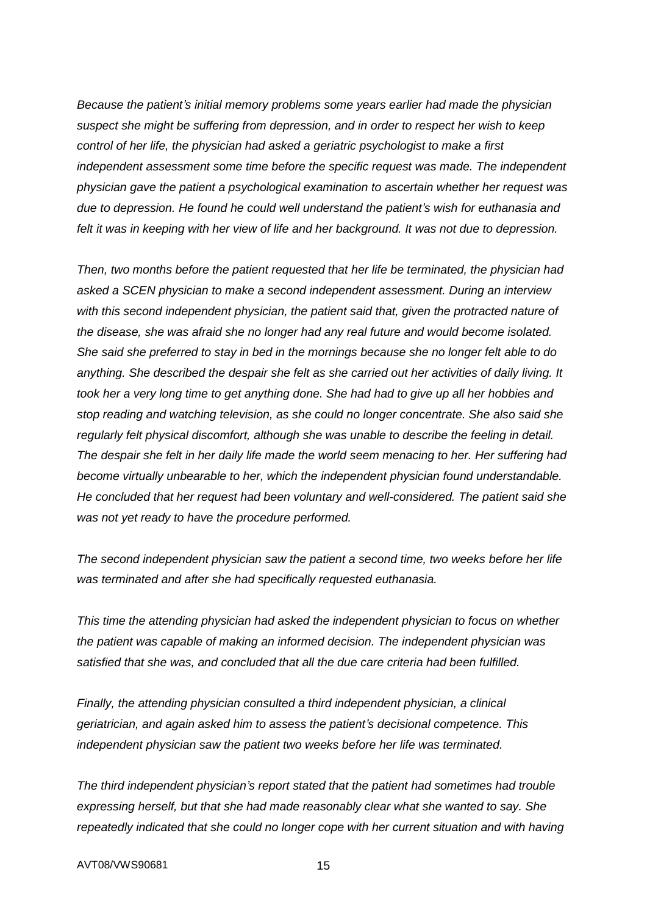*Because the patient's initial memory problems some years earlier had made the physician suspect she might be suffering from depression, and in order to respect her wish to keep control of her life, the physician had asked a geriatric psychologist to make a first independent assessment some time before the specific request was made. The independent physician gave the patient a psychological examination to ascertain whether her request was due to depression. He found he could well understand the patient's wish for euthanasia and felt it was in keeping with her view of life and her background. It was not due to depression.*

*Then, two months before the patient requested that her life be terminated, the physician had asked a SCEN physician to make a second independent assessment. During an interview with this second independent physician, the patient said that, given the protracted nature of the disease, she was afraid she no longer had any real future and would become isolated. She said she preferred to stay in bed in the mornings because she no longer felt able to do anything. She described the despair she felt as she carried out her activities of daily living. It took her a very long time to get anything done. She had had to give up all her hobbies and stop reading and watching television, as she could no longer concentrate. She also said she regularly felt physical discomfort, although she was unable to describe the feeling in detail. The despair she felt in her daily life made the world seem menacing to her. Her suffering had become virtually unbearable to her, which the independent physician found understandable. He concluded that her request had been voluntary and well-considered. The patient said she was not yet ready to have the procedure performed.*

*The second independent physician saw the patient a second time, two weeks before her life was terminated and after she had specifically requested euthanasia.*

*This time the attending physician had asked the independent physician to focus on whether the patient was capable of making an informed decision. The independent physician was satisfied that she was, and concluded that all the due care criteria had been fulfilled.*

*Finally, the attending physician consulted a third independent physician, a clinical geriatrician, and again asked him to assess the patient's decisional competence. This independent physician saw the patient two weeks before her life was terminated.*

*The third independent physician's report stated that the patient had sometimes had trouble expressing herself, but that she had made reasonably clear what she wanted to say. She repeatedly indicated that she could no longer cope with her current situation and with having*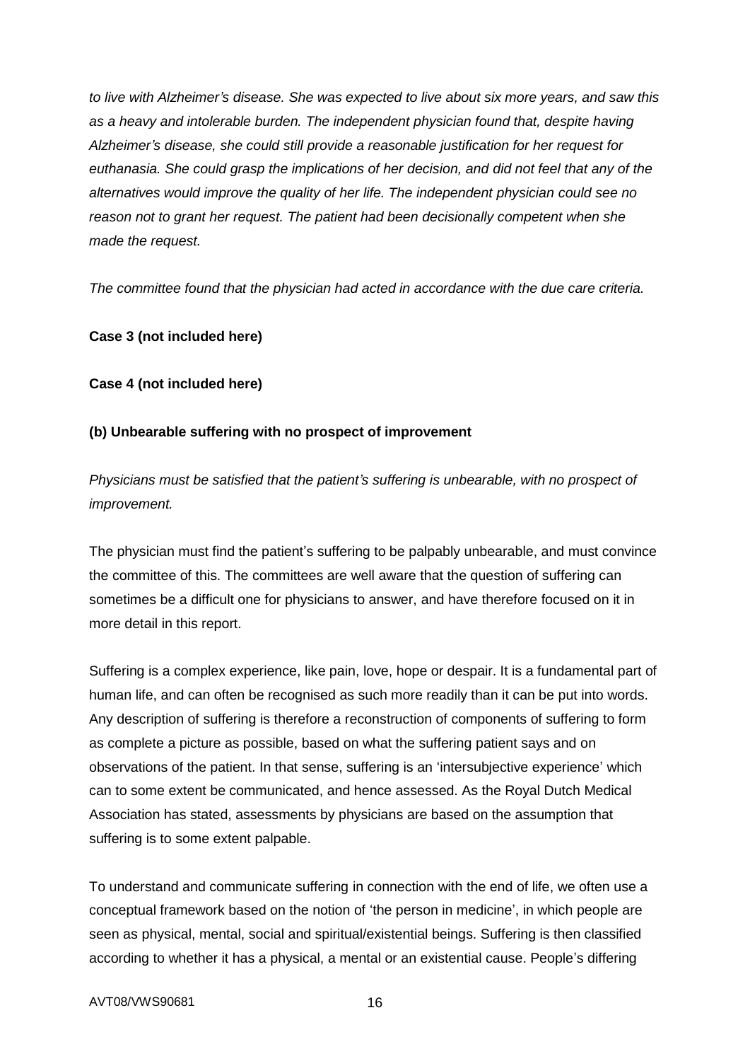*to live with Alzheimer's disease. She was expected to live about six more years, and saw this as a heavy and intolerable burden. The independent physician found that, despite having Alzheimer's disease, she could still provide a reasonable justification for her request for euthanasia. She could grasp the implications of her decision, and did not feel that any of the alternatives would improve the quality of her life. The independent physician could see no reason not to grant her request. The patient had been decisionally competent when she made the request.*

*The committee found that the physician had acted in accordance with the due care criteria.*

**Case 3 (not included here)**

**Case 4 (not included here)**

**(b) Unbearable suffering with no prospect of improvement**

*Physicians must be satisfied that the patient's suffering is unbearable, with no prospect of improvement.*

The physician must find the patient's suffering to be palpably unbearable, and must convince the committee of this. The committees are well aware that the question of suffering can sometimes be a difficult one for physicians to answer, and have therefore focused on it in more detail in this report.

Suffering is a complex experience, like pain, love, hope or despair. It is a fundamental part of human life, and can often be recognised as such more readily than it can be put into words. Any description of suffering is therefore a reconstruction of components of suffering to form as complete a picture as possible, based on what the suffering patient says and on observations of the patient. In that sense, suffering is an 'intersubjective experience' which can to some extent be communicated, and hence assessed. As the Royal Dutch Medical Association has stated, assessments by physicians are based on the assumption that suffering is to some extent palpable.

To understand and communicate suffering in connection with the end of life, we often use a conceptual framework based on the notion of 'the person in medicine', in which people are seen as physical, mental, social and spiritual/existential beings. Suffering is then classified according to whether it has a physical, a mental or an existential cause. People's differing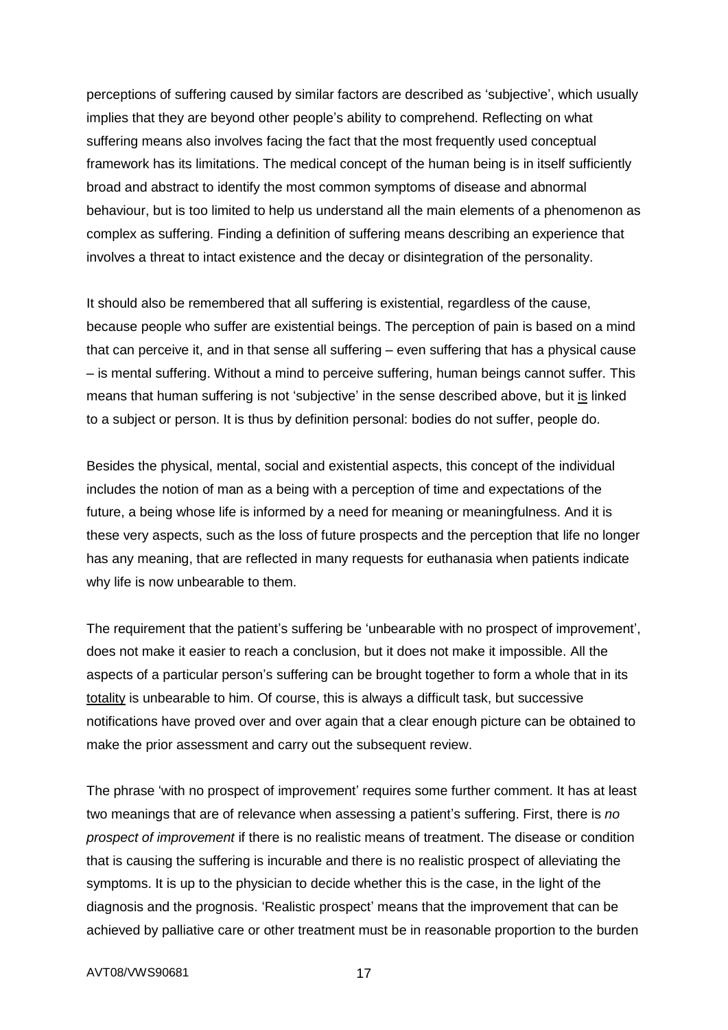perceptions of suffering caused by similar factors are described as 'subjective', which usually implies that they are beyond other people's ability to comprehend. Reflecting on what suffering means also involves facing the fact that the most frequently used conceptual framework has its limitations. The medical concept of the human being is in itself sufficiently broad and abstract to identify the most common symptoms of disease and abnormal behaviour, but is too limited to help us understand all the main elements of a phenomenon as complex as suffering. Finding a definition of suffering means describing an experience that involves a threat to intact existence and the decay or disintegration of the personality.

It should also be remembered that all suffering is existential, regardless of the cause, because people who suffer are existential beings. The perception of pain is based on a mind that can perceive it, and in that sense all suffering – even suffering that has a physical cause – is mental suffering. Without a mind to perceive suffering, human beings cannot suffer. This means that human suffering is not 'subjective' in the sense described above, but it <u>is</u> linked to a subject or person. It is thus by definition personal: bodies do not suffer, people do.

Besides the physical, mental, social and existential aspects, this concept of the individual includes the notion of man as a being with a perception of time and expectations of the future, a being whose life is informed by a need for meaning or meaningfulness. And it is these very aspects, such as the loss of future prospects and the perception that life no longer has any meaning, that are reflected in many requests for euthanasia when patients indicate why life is now unbearable to them.

The requirement that the patient's suffering be 'unbearable with no prospect of improvement', does not make it easier to reach a conclusion, but it does not make it impossible. All the aspects of a particular person's suffering can be brought together to form a whole that in its <u>totality</u> is unbearable to him. Of course, this is always a difficult task, but successive notifications have proved over and over again that a clear enough picture can be obtained to make the prior assessment and carry out the subsequent review.

The phrase 'with no prospect of improvement' requires some further comment. It has at least two meanings that are of relevance when assessing a patient's suffering. First, there is *no prospect of improvement* if there is no realistic means of treatment. The disease or condition that is causing the suffering is incurable and there is no realistic prospect of alleviating the symptoms. It is up to the physician to decide whether this is the case, in the light of the diagnosis and the prognosis. 'Realistic prospect' means that the improvement that can be achieved by palliative care or other treatment must be in reasonable proportion to the burden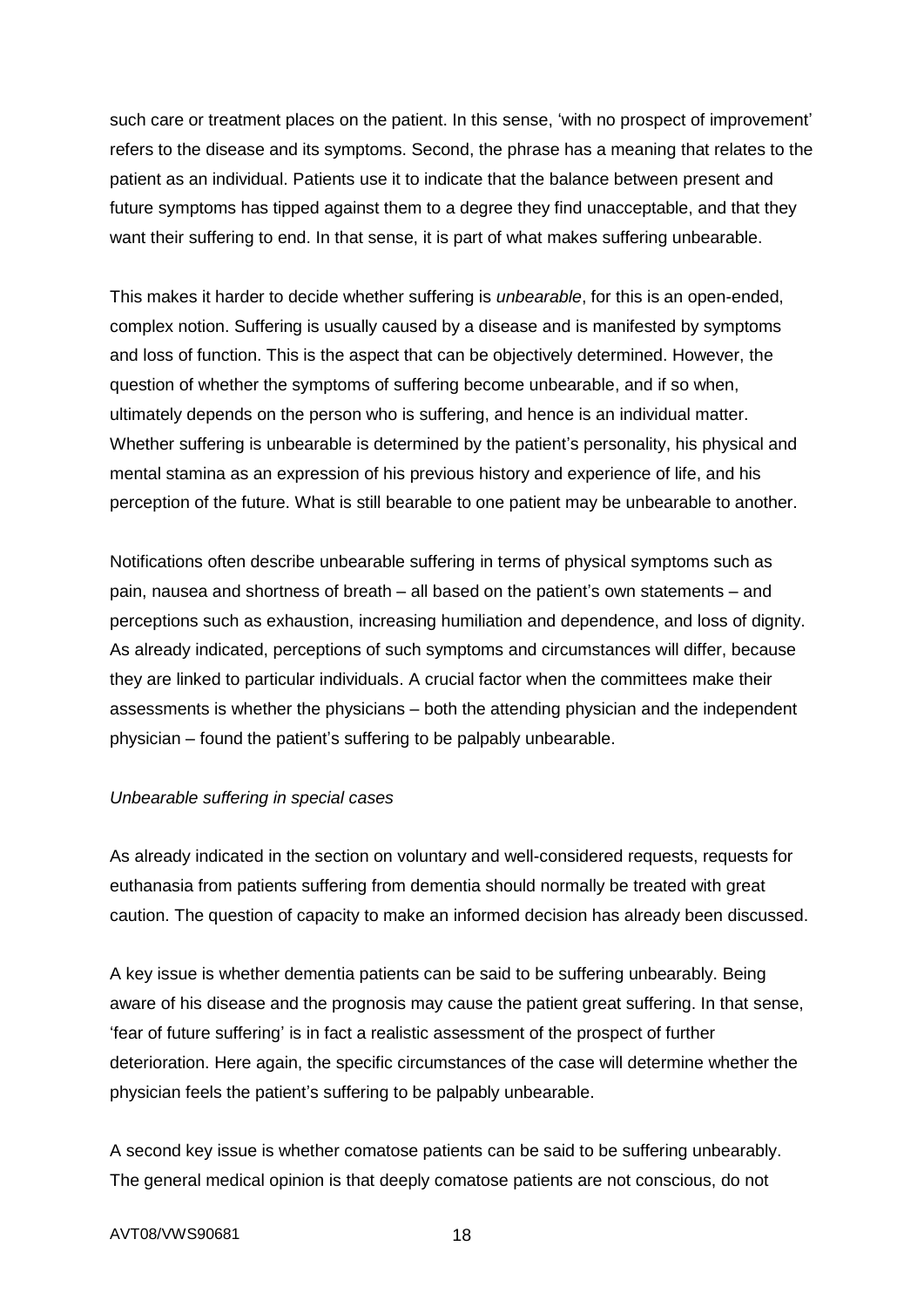such care or treatment places on the patient. In this sense, 'with no prospect of improvement' refers to the disease and its symptoms. Second, the phrase has a meaning that relates to the patient as an individual. Patients use it to indicate that the balance between present and future symptoms has tipped against them to a degree they find unacceptable, and that they want their suffering to end. In that sense, it is part of what makes suffering unbearable.

This makes it harder to decide whether suffering is *unbearable*, for this is an open-ended, complex notion. Suffering is usually caused by a disease and is manifested by symptoms and loss of function. This is the aspect that can be objectively determined. However, the question of whether the symptoms of suffering become unbearable, and if so when, ultimately depends on the person who is suffering, and hence is an individual matter. Whether suffering is unbearable is determined by the patient's personality, his physical and mental stamina as an expression of his previous history and experience of life, and his perception of the future. What is still bearable to one patient may be unbearable to another.

Notifications often describe unbearable suffering in terms of physical symptoms such as pain, nausea and shortness of breath – all based on the patient's own statements – and perceptions such as exhaustion, increasing humiliation and dependence, and loss of dignity. As already indicated, perceptions of such symptoms and circumstances will differ, because they are linked to particular individuals. A crucial factor when the committees make their assessments is whether the physicians – both the attending physician and the independent physician – found the patient's suffering to be palpably unbearable.

*Unbearable suffering in special cases*

As already indicated in the section on voluntary and well-considered requests, requests for euthanasia from patients suffering from dementia should normally be treated with great caution. The question of capacity to make an informed decision has already been discussed.

A key issue is whether dementia patients can be said to be suffering unbearably. Being aware of his disease and the prognosis may cause the patient great suffering. In that sense, 'fear of future suffering' is in fact a realistic assessment of the prospect of further deterioration. Here again, the specific circumstances of the case will determine whether the physician feels the patient's suffering to be palpably unbearable.

A second key issue is whether comatose patients can be said to be suffering unbearably. The general medical opinion is that deeply comatose patients are not conscious, do not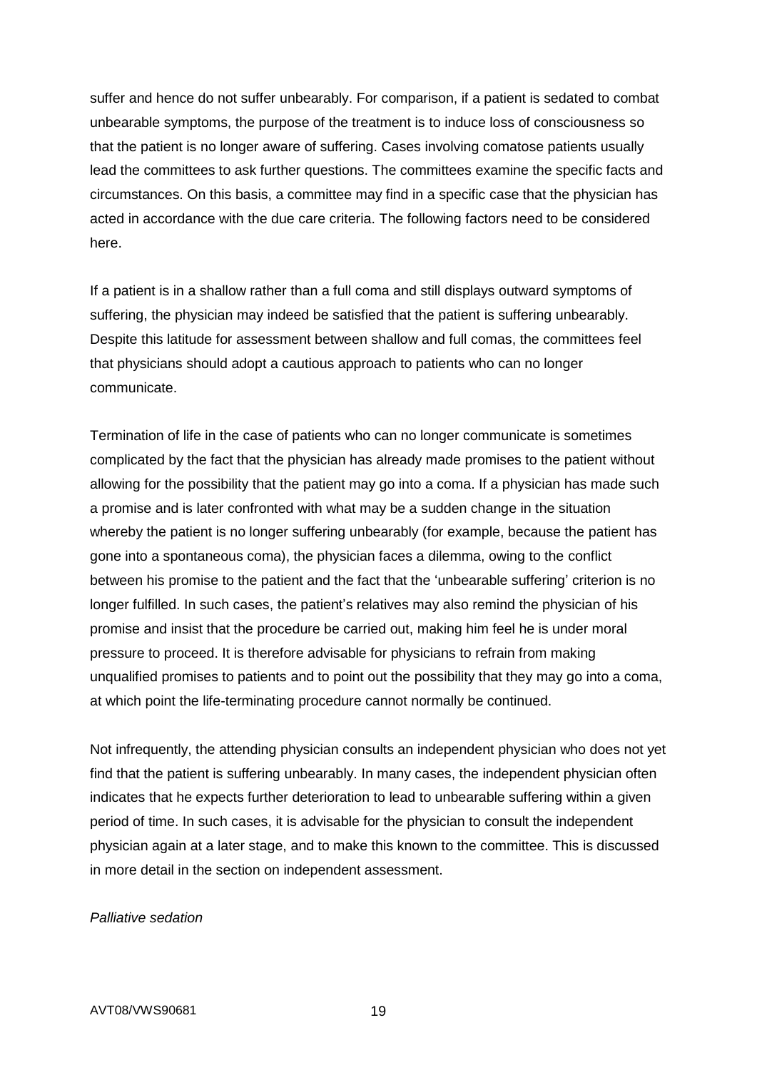suffer and hence do not suffer unbearably. For comparison, if a patient is sedated to combat unbearable symptoms, the purpose of the treatment is to induce loss of consciousness so that the patient is no longer aware of suffering. Cases involving comatose patients usually lead the committees to ask further questions. The committees examine the specific facts and circumstances. On this basis, a committee may find in a specific case that the physician has acted in accordance with the due care criteria. The following factors need to be considered here.

If a patient is in a shallow rather than a full coma and still displays outward symptoms of suffering, the physician may indeed be satisfied that the patient is suffering unbearably. Despite this latitude for assessment between shallow and full comas, the committees feel that physicians should adopt a cautious approach to patients who can no longer communicate.

Termination of life in the case of patients who can no longer communicate is sometimes complicated by the fact that the physician has already made promises to the patient without allowing for the possibility that the patient may go into a coma. If a physician has made such a promise and is later confronted with what may be a sudden change in the situation whereby the patient is no longer suffering unbearably (for example, because the patient has gone into a spontaneous coma), the physician faces a dilemma, owing to the conflict between his promise to the patient and the fact that the 'unbearable suffering' criterion is no longer fulfilled. In such cases, the patient's relatives may also remind the physician of his promise and insist that the procedure be carried out, making him feel he is under moral pressure to proceed. It is therefore advisable for physicians to refrain from making unqualified promises to patients and to point out the possibility that they may go into a coma, at which point the life-terminating procedure cannot normally be continued.

Not infrequently, the attending physician consults an independent physician who does not yet find that the patient is suffering unbearably. In many cases, the independent physician often indicates that he expects further deterioration to lead to unbearable suffering within a given period of time. In such cases, it is advisable for the physician to consult the independent physician again at a later stage, and to make this known to the committee. This is discussed in more detail in the section on independent assessment.

*Palliative sedation*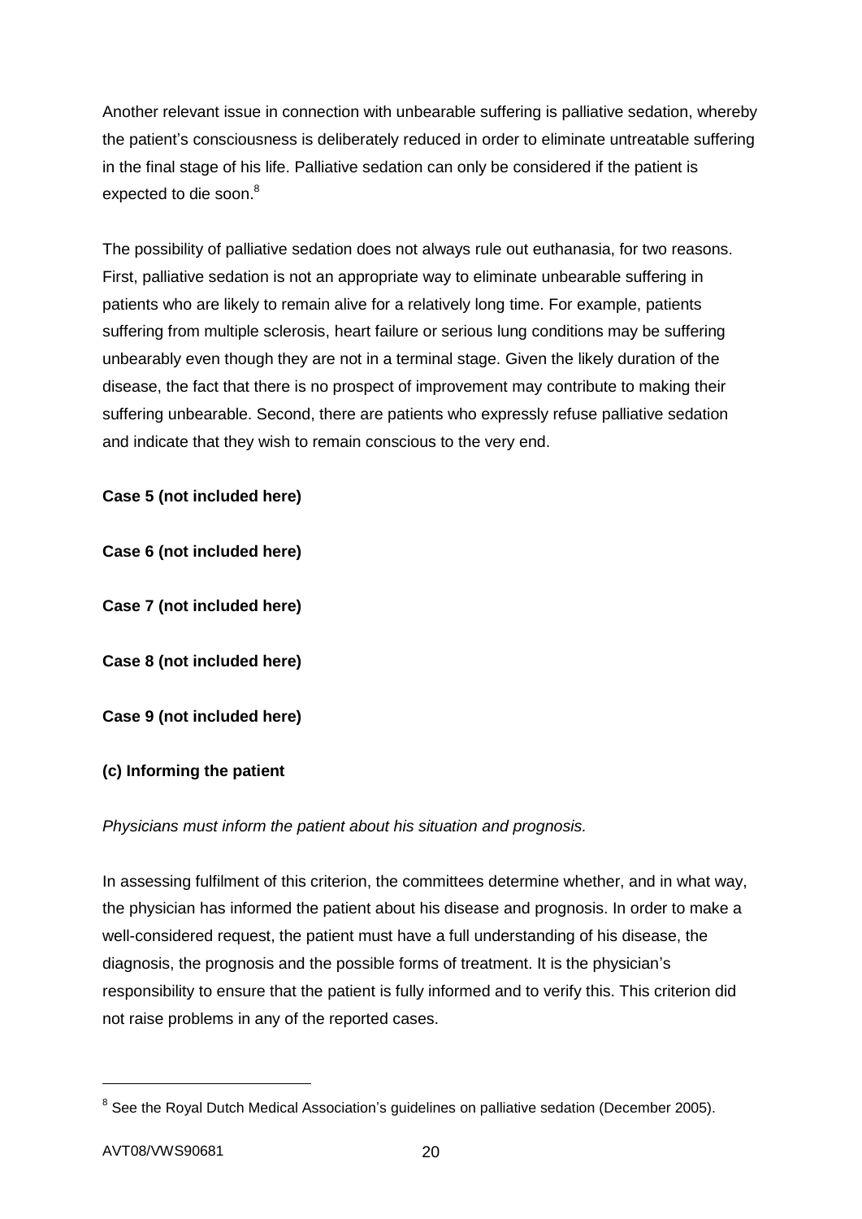Another relevant issue in connection with unbearable suffering is palliative sedation, whereby the patient's consciousness is deliberately reduced in order to eliminate untreatable suffering in the final stage of his life. Palliative sedation can only be considered if the patient is expected to die soon.[8]

The possibility of palliative sedation does not always rule out euthanasia, for two reasons. First, palliative sedation is not an appropriate way to eliminate unbearable suffering in patients who are likely to remain alive for a relatively long time. For example, patients suffering from multiple sclerosis, heart failure or serious lung conditions may be suffering unbearably even though they are not in a terminal stage. Given the likely duration of the disease, the fact that there is no prospect of improvement may contribute to making their suffering unbearable. Second, there are patients who expressly refuse palliative sedation and indicate that they wish to remain conscious to the very end.

**Case 5 (not included here)**

**Case 6 (not included here)**

**Case 7 (not included here)**

**Case 8 (not included here)**

**Case 9 (not included here)**

**(c) Informing the patient**

*Physicians must inform the patient about his situation and prognosis.*

In assessing fulfilment of this criterion, the committees determine whether, and in what way, the physician has informed the patient about his disease and prognosis. In order to make a well-considered request, the patient must have a full understanding of his disease, the diagnosis, the prognosis and the possible forms of treatment. It is the physician's responsibility to ensure that the patient is fully informed and to verify this. This criterion did not raise problems in any of the reported cases.

---

[8] See the Royal Dutch Medical Association's guidelines on palliative sedation (December 2005).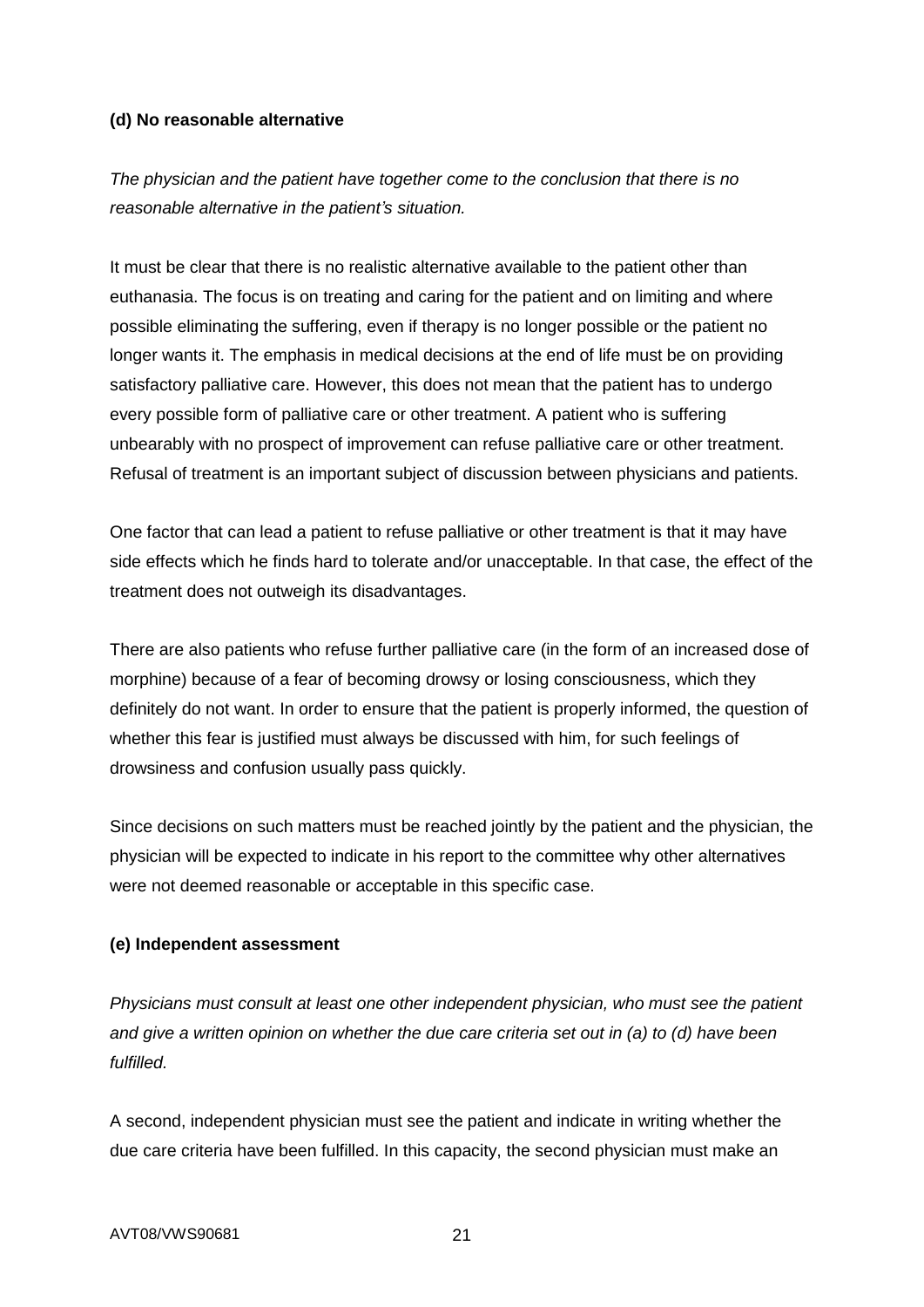**(d) No reasonable alternative**

*The physician and the patient have together come to the conclusion that there is no reasonable alternative in the patient's situation.*

It must be clear that there is no realistic alternative available to the patient other than euthanasia. The focus is on treating and caring for the patient and on limiting and where possible eliminating the suffering, even if therapy is no longer possible or the patient no longer wants it. The emphasis in medical decisions at the end of life must be on providing satisfactory palliative care. However, this does not mean that the patient has to undergo every possible form of palliative care or other treatment. A patient who is suffering unbearably with no prospect of improvement can refuse palliative care or other treatment. Refusal of treatment is an important subject of discussion between physicians and patients.

One factor that can lead a patient to refuse palliative or other treatment is that it may have side effects which he finds hard to tolerate and/or unacceptable. In that case, the effect of the treatment does not outweigh its disadvantages.

There are also patients who refuse further palliative care (in the form of an increased dose of morphine) because of a fear of becoming drowsy or losing consciousness, which they definitely do not want. In order to ensure that the patient is properly informed, the question of whether this fear is justified must always be discussed with him, for such feelings of drowsiness and confusion usually pass quickly.

Since decisions on such matters must be reached jointly by the patient and the physician, the physician will be expected to indicate in his report to the committee why other alternatives were not deemed reasonable or acceptable in this specific case.

**(e) Independent assessment**

*Physicians must consult at least one other independent physician, who must see the patient and give a written opinion on whether the due care criteria set out in (a) to (d) have been fulfilled.*

A second, independent physician must see the patient and indicate in writing whether the due care criteria have been fulfilled. In this capacity, the second physician must make an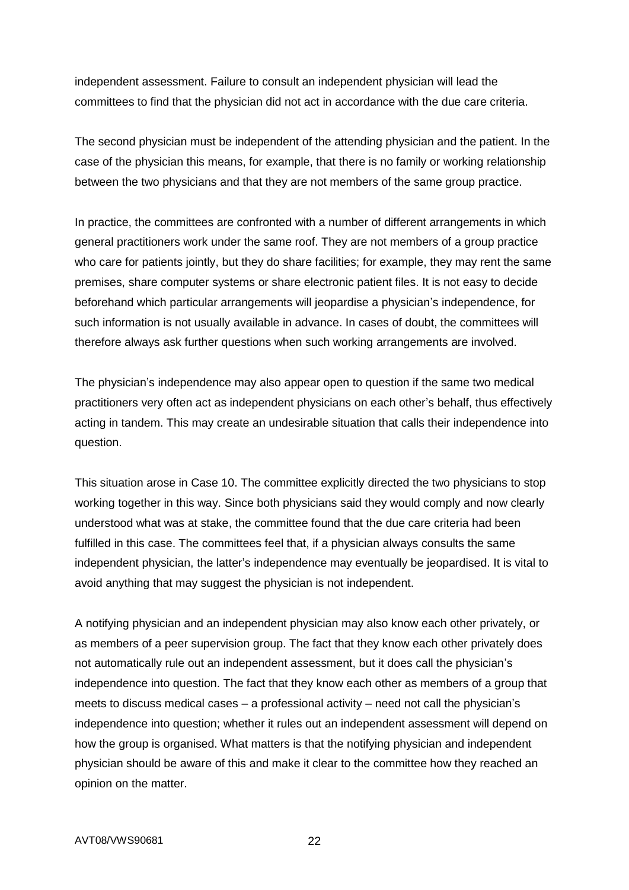independent assessment. Failure to consult an independent physician will lead the committees to find that the physician did not act in accordance with the due care criteria.

The second physician must be independent of the attending physician and the patient. In the case of the physician this means, for example, that there is no family or working relationship between the two physicians and that they are not members of the same group practice.

In practice, the committees are confronted with a number of different arrangements in which general practitioners work under the same roof. They are not members of a group practice who care for patients jointly, but they do share facilities; for example, they may rent the same premises, share computer systems or share electronic patient files. It is not easy to decide beforehand which particular arrangements will jeopardise a physician's independence, for such information is not usually available in advance. In cases of doubt, the committees will therefore always ask further questions when such working arrangements are involved.

The physician's independence may also appear open to question if the same two medical practitioners very often act as independent physicians on each other's behalf, thus effectively acting in tandem. This may create an undesirable situation that calls their independence into question.

This situation arose in Case 10. The committee explicitly directed the two physicians to stop working together in this way. Since both physicians said they would comply and now clearly understood what was at stake, the committee found that the due care criteria had been fulfilled in this case. The committees feel that, if a physician always consults the same independent physician, the latter's independence may eventually be jeopardised. It is vital to avoid anything that may suggest the physician is not independent.

A notifying physician and an independent physician may also know each other privately, or as members of a peer supervision group. The fact that they know each other privately does not automatically rule out an independent assessment, but it does call the physician's independence into question. The fact that they know each other as members of a group that meets to discuss medical cases – a professional activity – need not call the physician's independence into question; whether it rules out an independent assessment will depend on how the group is organised. What matters is that the notifying physician and independent physician should be aware of this and make it clear to the committee how they reached an opinion on the matter.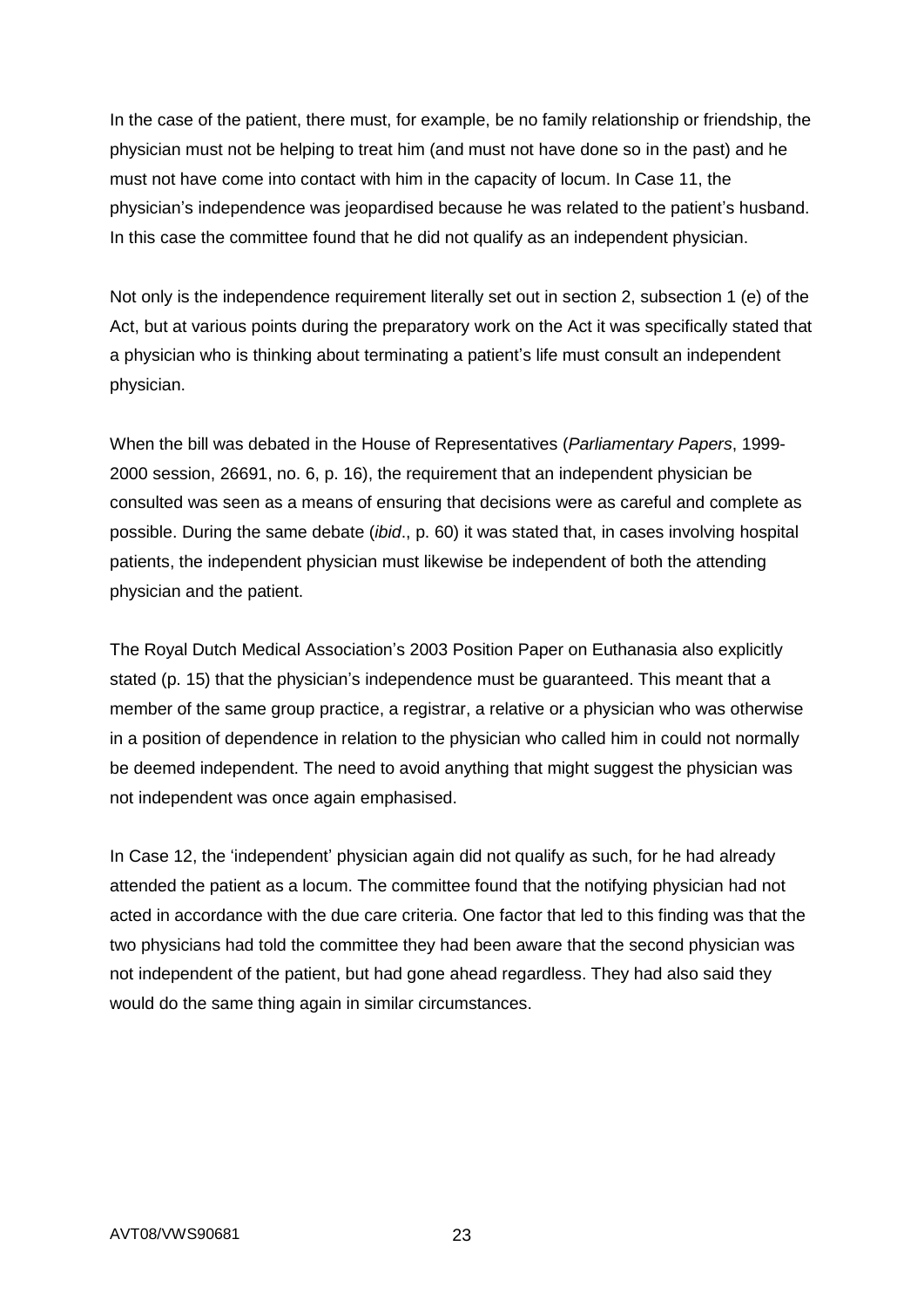In the case of the patient, there must, for example, be no family relationship or friendship, the physician must not be helping to treat him (and must not have done so in the past) and he must not have come into contact with him in the capacity of locum. In Case 11, the physician's independence was jeopardised because he was related to the patient's husband. In this case the committee found that he did not qualify as an independent physician.

Not only is the independence requirement literally set out in section 2, subsection 1 (e) of the Act, but at various points during the preparatory work on the Act it was specifically stated that a physician who is thinking about terminating a patient's life must consult an independent physician.

When the bill was debated in the House of Representatives (*Parliamentary Papers*, 1999-2000 session, 26691, no. 6, p. 16), the requirement that an independent physician be consulted was seen as a means of ensuring that decisions were as careful and complete as possible. During the same debate (*ibid*., p. 60) it was stated that, in cases involving hospital patients, the independent physician must likewise be independent of both the attending physician and the patient.

The Royal Dutch Medical Association's 2003 Position Paper on Euthanasia also explicitly stated (p. 15) that the physician's independence must be guaranteed. This meant that a member of the same group practice, a registrar, a relative or a physician who was otherwise in a position of dependence in relation to the physician who called him in could not normally be deemed independent. The need to avoid anything that might suggest the physician was not independent was once again emphasised.

In Case 12, the 'independent' physician again did not qualify as such, for he had already attended the patient as a locum. The committee found that the notifying physician had not acted in accordance with the due care criteria. One factor that led to this finding was that the two physicians had told the committee they had been aware that the second physician was not independent of the patient, but had gone ahead regardless. They had also said they would do the same thing again in similar circumstances.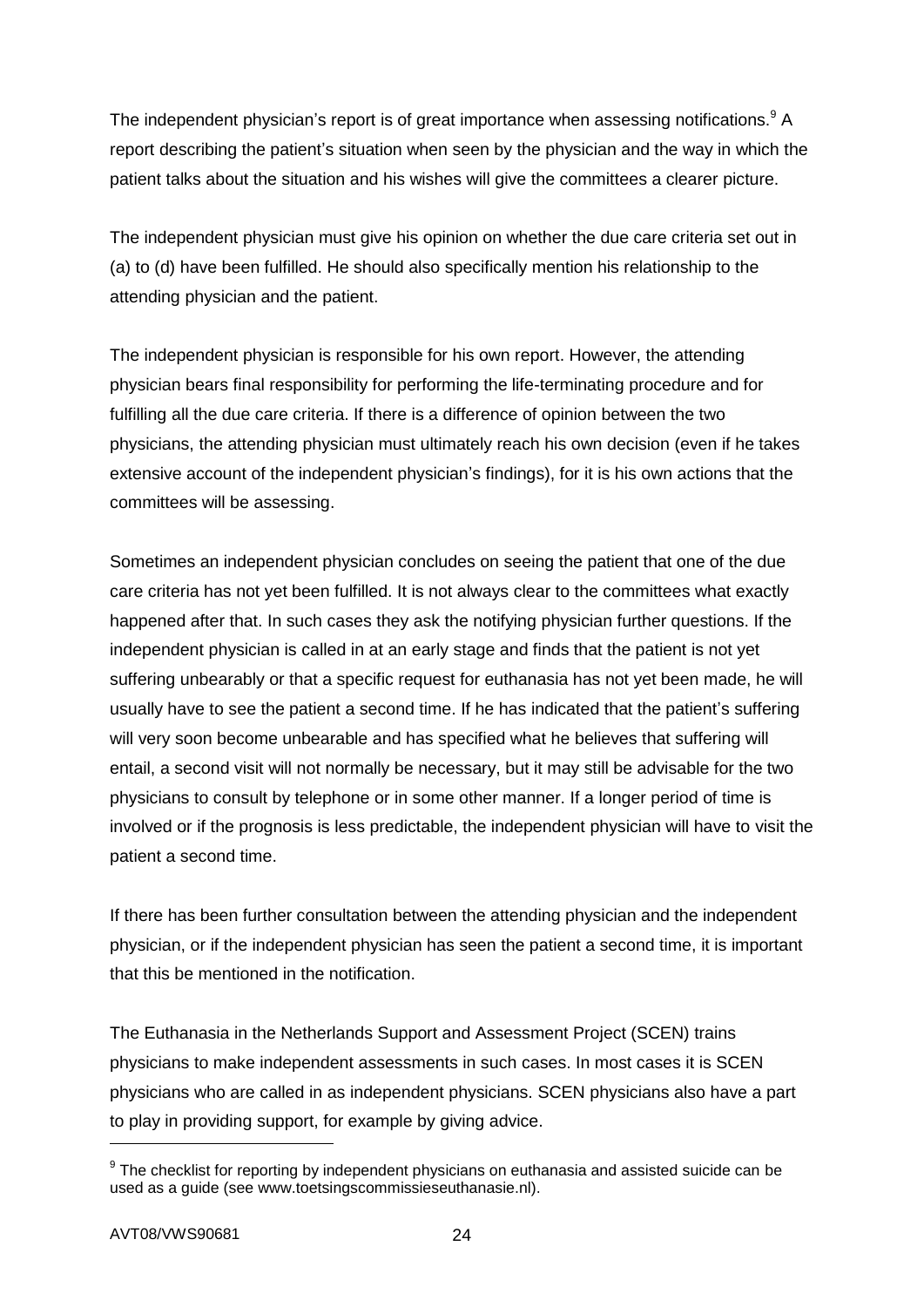The independent physician's report is of great importance when assessing notifications.[9] A report describing the patient's situation when seen by the physician and the way in which the patient talks about the situation and his wishes will give the committees a clearer picture.

The independent physician must give his opinion on whether the due care criteria set out in (a) to (d) have been fulfilled. He should also specifically mention his relationship to the attending physician and the patient.

The independent physician is responsible for his own report. However, the attending physician bears final responsibility for performing the life-terminating procedure and for fulfilling all the due care criteria. If there is a difference of opinion between the two physicians, the attending physician must ultimately reach his own decision (even if he takes extensive account of the independent physician's findings), for it is his own actions that the committees will be assessing.

Sometimes an independent physician concludes on seeing the patient that one of the due care criteria has not yet been fulfilled. It is not always clear to the committees what exactly happened after that. In such cases they ask the notifying physician further questions. If the independent physician is called in at an early stage and finds that the patient is not yet suffering unbearably or that a specific request for euthanasia has not yet been made, he will usually have to see the patient a second time. If he has indicated that the patient's suffering will very soon become unbearable and has specified what he believes that suffering will entail, a second visit will not normally be necessary, but it may still be advisable for the two physicians to consult by telephone or in some other manner. If a longer period of time is involved or if the prognosis is less predictable, the independent physician will have to visit the patient a second time.

If there has been further consultation between the attending physician and the independent physician, or if the independent physician has seen the patient a second time, it is important that this be mentioned in the notification.

The Euthanasia in the Netherlands Support and Assessment Project (SCEN) trains physicians to make independent assessments in such cases. In most cases it is SCEN physicians who are called in as independent physicians. SCEN physicians also have a part to play in providing support, for example by giving advice.

[9] The checklist for reporting by independent physicians on euthanasia and assisted suicide can be used as a guide (see www.toetsingscommissieseuthanasie.nl).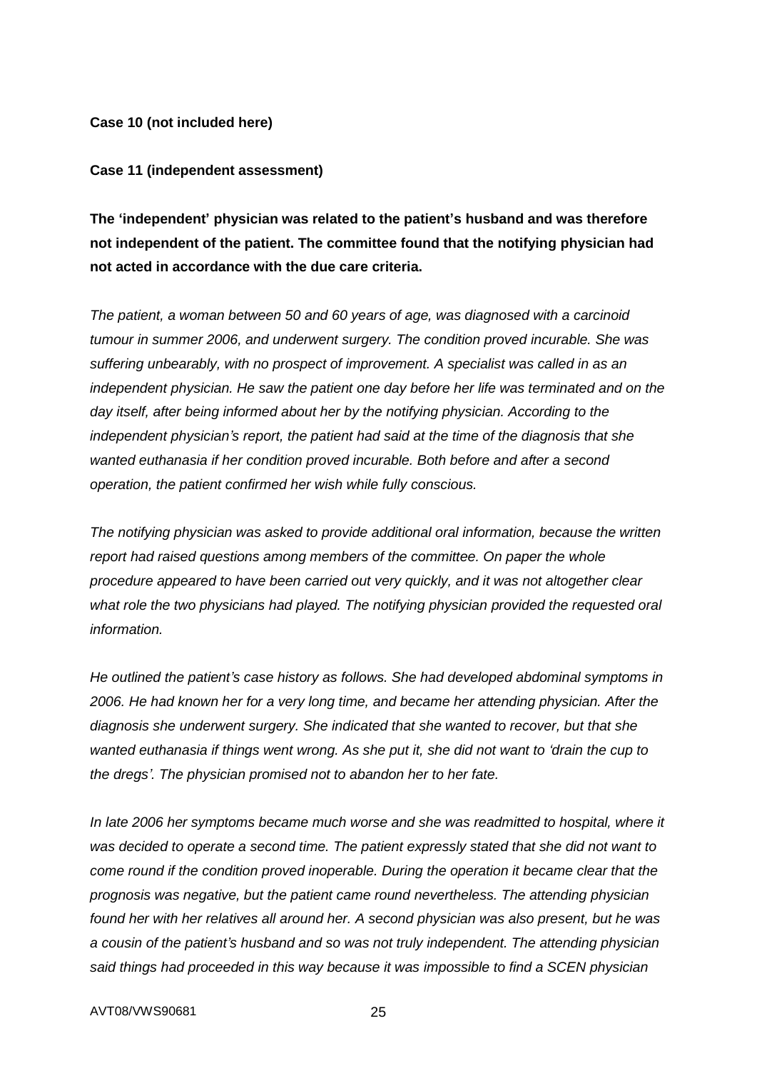**Case 10 (not included here)**

**Case 11 (independent assessment)**

**The 'independent' physician was related to the patient's husband and was therefore not independent of the patient. The committee found that the notifying physician had not acted in accordance with the due care criteria.**

*The patient, a woman between 50 and 60 years of age, was diagnosed with a carcinoid tumour in summer 2006, and underwent surgery. The condition proved incurable. She was suffering unbearably, with no prospect of improvement. A specialist was called in as an independent physician. He saw the patient one day before her life was terminated and on the day itself, after being informed about her by the notifying physician. According to the independent physician's report, the patient had said at the time of the diagnosis that she wanted euthanasia if her condition proved incurable. Both before and after a second operation, the patient confirmed her wish while fully conscious.*

*The notifying physician was asked to provide additional oral information, because the written report had raised questions among members of the committee. On paper the whole procedure appeared to have been carried out very quickly, and it was not altogether clear what role the two physicians had played. The notifying physician provided the requested oral information.*

*He outlined the patient's case history as follows. She had developed abdominal symptoms in 2006. He had known her for a very long time, and became her attending physician. After the diagnosis she underwent surgery. She indicated that she wanted to recover, but that she wanted euthanasia if things went wrong. As she put it, she did not want to 'drain the cup to the dregs'. The physician promised not to abandon her to her fate.*

*In late 2006 her symptoms became much worse and she was readmitted to hospital, where it was decided to operate a second time. The patient expressly stated that she did not want to come round if the condition proved inoperable. During the operation it became clear that the prognosis was negative, but the patient came round nevertheless. The attending physician found her with her relatives all around her. A second physician was also present, but he was a cousin of the patient's husband and so was not truly independent. The attending physician said things had proceeded in this way because it was impossible to find a SCEN physician*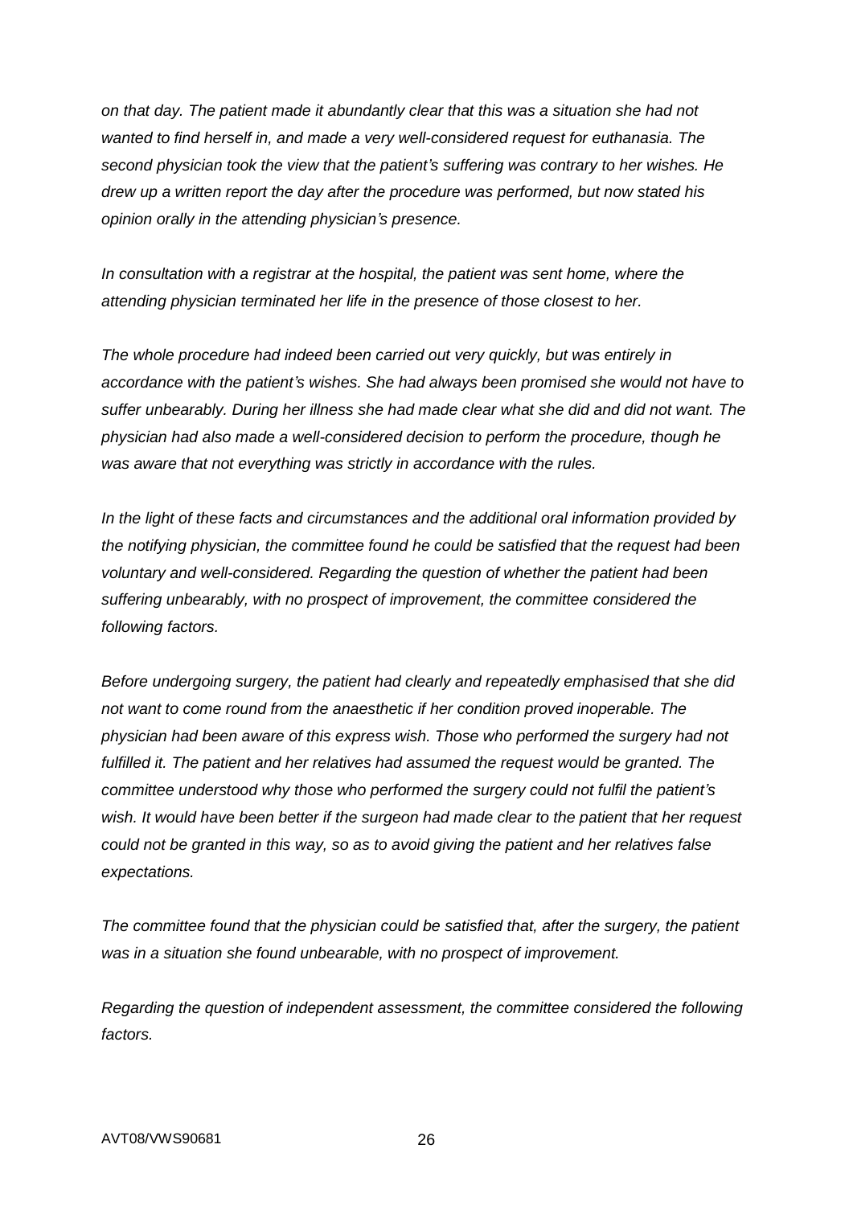*on that day. The patient made it abundantly clear that this was a situation she had not wanted to find herself in, and made a very well-considered request for euthanasia. The second physician took the view that the patient's suffering was contrary to her wishes. He drew up a written report the day after the procedure was performed, but now stated his opinion orally in the attending physician's presence.*

*In consultation with a registrar at the hospital, the patient was sent home, where the attending physician terminated her life in the presence of those closest to her.*

*The whole procedure had indeed been carried out very quickly, but was entirely in accordance with the patient's wishes. She had always been promised she would not have to suffer unbearably. During her illness she had made clear what she did and did not want. The physician had also made a well-considered decision to perform the procedure, though he was aware that not everything was strictly in accordance with the rules.*

*In the light of these facts and circumstances and the additional oral information provided by the notifying physician, the committee found he could be satisfied that the request had been voluntary and well-considered. Regarding the question of whether the patient had been suffering unbearably, with no prospect of improvement, the committee considered the following factors.*

*Before undergoing surgery, the patient had clearly and repeatedly emphasised that she did not want to come round from the anaesthetic if her condition proved inoperable. The physician had been aware of this express wish. Those who performed the surgery had not fulfilled it. The patient and her relatives had assumed the request would be granted. The committee understood why those who performed the surgery could not fulfil the patient's wish. It would have been better if the surgeon had made clear to the patient that her request could not be granted in this way, so as to avoid giving the patient and her relatives false expectations.*

*The committee found that the physician could be satisfied that, after the surgery, the patient was in a situation she found unbearable, with no prospect of improvement.*

*Regarding the question of independent assessment, the committee considered the following factors.*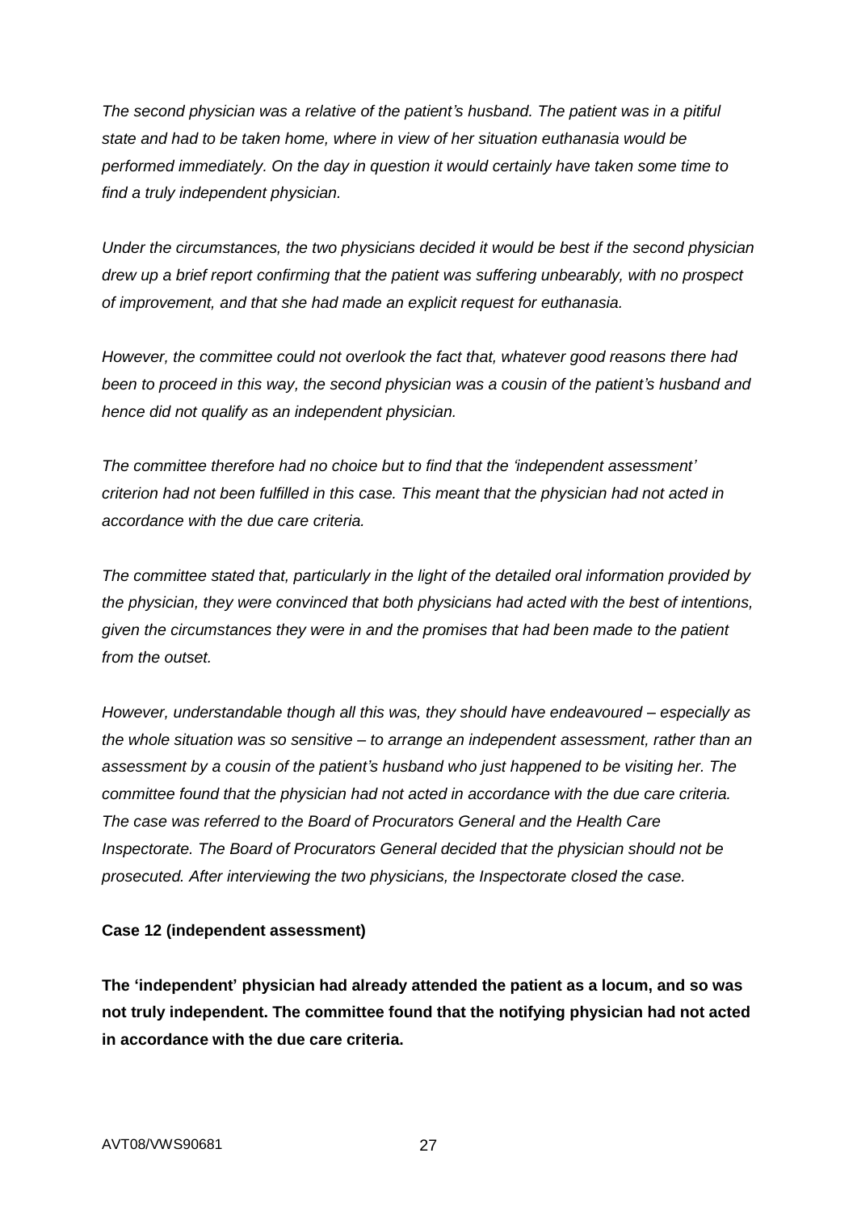*The second physician was a relative of the patient's husband. The patient was in a pitiful state and had to be taken home, where in view of her situation euthanasia would be performed immediately. On the day in question it would certainly have taken some time to find a truly independent physician.*

*Under the circumstances, the two physicians decided it would be best if the second physician drew up a brief report confirming that the patient was suffering unbearably, with no prospect of improvement, and that she had made an explicit request for euthanasia.*

*However, the committee could not overlook the fact that, whatever good reasons there had been to proceed in this way, the second physician was a cousin of the patient's husband and hence did not qualify as an independent physician.*

*The committee therefore had no choice but to find that the 'independent assessment' criterion had not been fulfilled in this case. This meant that the physician had not acted in accordance with the due care criteria.*

*The committee stated that, particularly in the light of the detailed oral information provided by the physician, they were convinced that both physicians had acted with the best of intentions, given the circumstances they were in and the promises that had been made to the patient from the outset.*

*However, understandable though all this was, they should have endeavoured – especially as the whole situation was so sensitive – to arrange an independent assessment, rather than an assessment by a cousin of the patient's husband who just happened to be visiting her. The committee found that the physician had not acted in accordance with the due care criteria. The case was referred to the Board of Procurators General and the Health Care Inspectorate. The Board of Procurators General decided that the physician should not be prosecuted. After interviewing the two physicians, the Inspectorate closed the case.*

**Case 12 (independent assessment)**

**The 'independent' physician had already attended the patient as a locum, and so was not truly independent. The committee found that the notifying physician had not acted in accordance with the due care criteria.**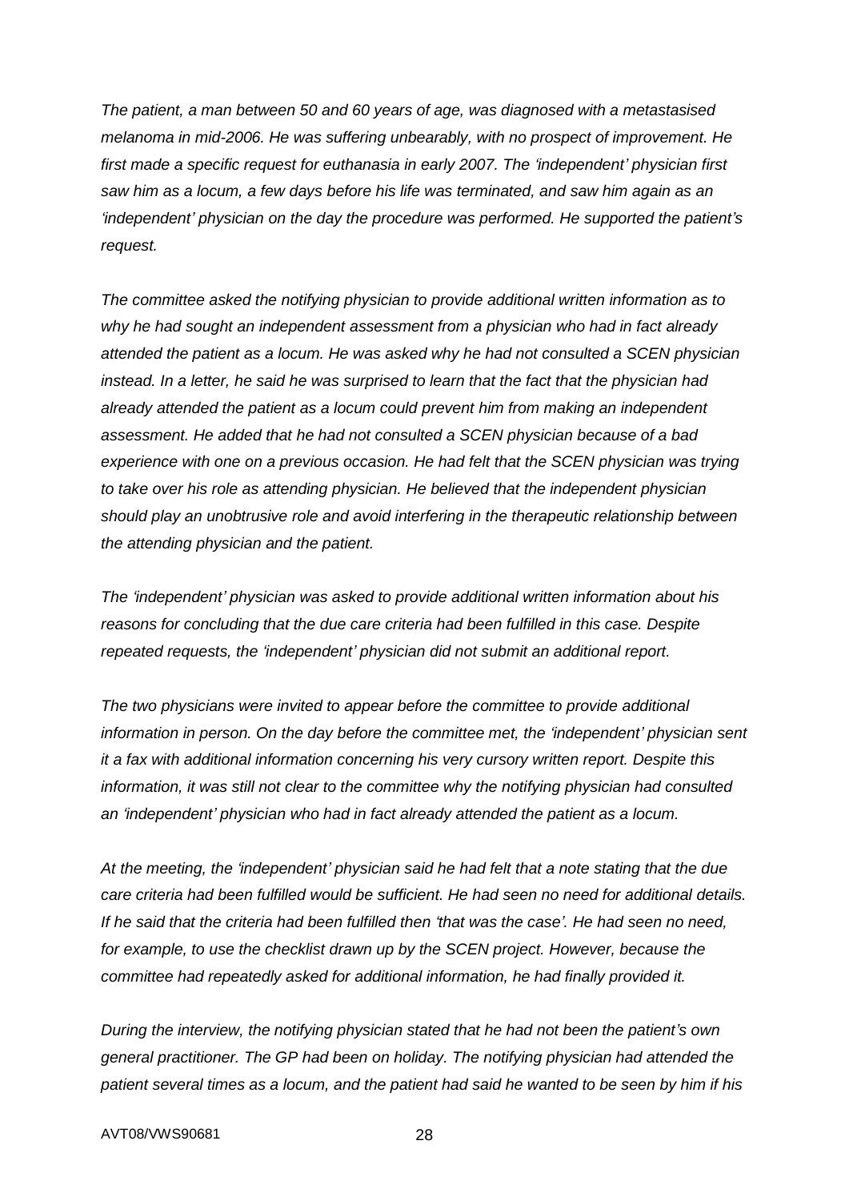*The patient, a man between 50 and 60 years of age, was diagnosed with a metastasised melanoma in mid-2006. He was suffering unbearably, with no prospect of improvement. He first made a specific request for euthanasia in early 2007. The 'independent' physician first saw him as a locum, a few days before his life was terminated, and saw him again as an 'independent' physician on the day the procedure was performed. He supported the patient's request.*

*The committee asked the notifying physician to provide additional written information as to why he had sought an independent assessment from a physician who had in fact already attended the patient as a locum. He was asked why he had not consulted a SCEN physician instead. In a letter, he said he was surprised to learn that the fact that the physician had already attended the patient as a locum could prevent him from making an independent assessment. He added that he had not consulted a SCEN physician because of a bad experience with one on a previous occasion. He had felt that the SCEN physician was trying to take over his role as attending physician. He believed that the independent physician should play an unobtrusive role and avoid interfering in the therapeutic relationship between the attending physician and the patient.*

*The 'independent' physician was asked to provide additional written information about his reasons for concluding that the due care criteria had been fulfilled in this case. Despite repeated requests, the 'independent' physician did not submit an additional report.*

*The two physicians were invited to appear before the committee to provide additional information in person. On the day before the committee met, the 'independent' physician sent it a fax with additional information concerning his very cursory written report. Despite this information, it was still not clear to the committee why the notifying physician had consulted an 'independent' physician who had in fact already attended the patient as a locum.*

*At the meeting, the 'independent' physician said he had felt that a note stating that the due care criteria had been fulfilled would be sufficient. He had seen no need for additional details. If he said that the criteria had been fulfilled then 'that was the case'. He had seen no need, for example, to use the checklist drawn up by the SCEN project. However, because the committee had repeatedly asked for additional information, he had finally provided it.*

*During the interview, the notifying physician stated that he had not been the patient's own general practitioner. The GP had been on holiday. The notifying physician had attended the patient several times as a locum, and the patient had said he wanted to be seen by him if his*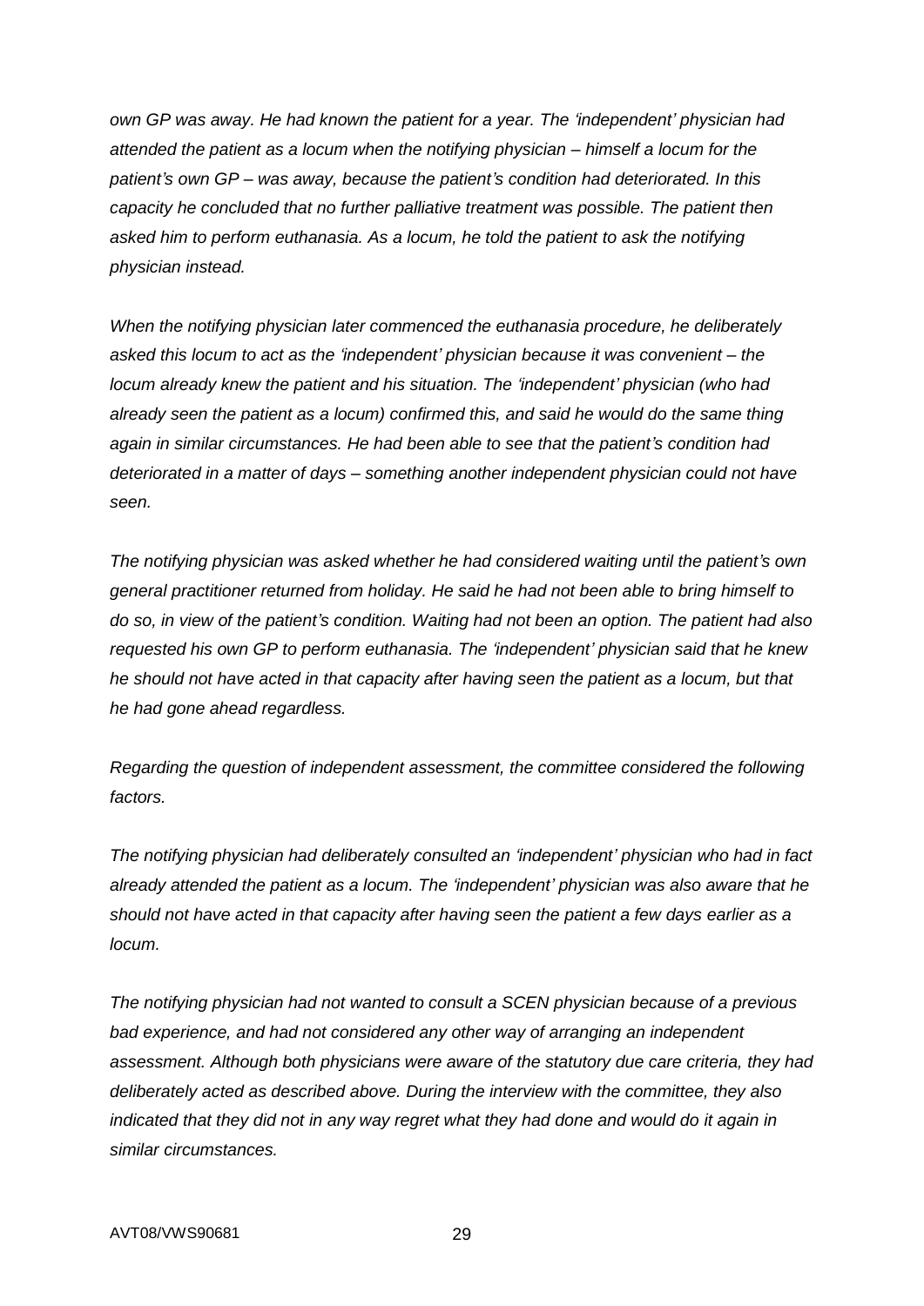*own GP was away. He had known the patient for a year. The 'independent' physician had attended the patient as a locum when the notifying physician – himself a locum for the patient's own GP – was away, because the patient's condition had deteriorated. In this capacity he concluded that no further palliative treatment was possible. The patient then asked him to perform euthanasia. As a locum, he told the patient to ask the notifying physician instead.*

*When the notifying physician later commenced the euthanasia procedure, he deliberately asked this locum to act as the 'independent' physician because it was convenient – the locum already knew the patient and his situation. The 'independent' physician (who had already seen the patient as a locum) confirmed this, and said he would do the same thing again in similar circumstances. He had been able to see that the patient's condition had deteriorated in a matter of days – something another independent physician could not have seen.*

*The notifying physician was asked whether he had considered waiting until the patient's own general practitioner returned from holiday. He said he had not been able to bring himself to do so, in view of the patient's condition. Waiting had not been an option. The patient had also requested his own GP to perform euthanasia. The 'independent' physician said that he knew he should not have acted in that capacity after having seen the patient as a locum, but that he had gone ahead regardless.*

*Regarding the question of independent assessment, the committee considered the following factors.*

*The notifying physician had deliberately consulted an 'independent' physician who had in fact already attended the patient as a locum. The 'independent' physician was also aware that he should not have acted in that capacity after having seen the patient a few days earlier as a locum.*

*The notifying physician had not wanted to consult a SCEN physician because of a previous bad experience, and had not considered any other way of arranging an independent assessment. Although both physicians were aware of the statutory due care criteria, they had deliberately acted as described above. During the interview with the committee, they also indicated that they did not in any way regret what they had done and would do it again in similar circumstances.*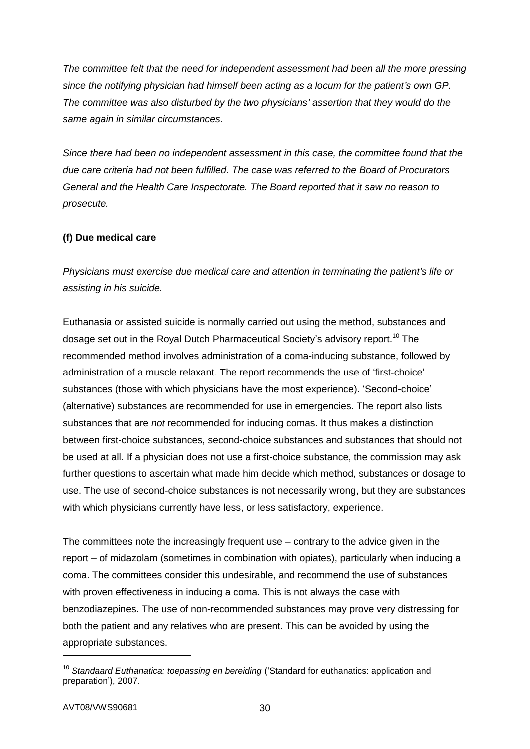*The committee felt that the need for independent assessment had been all the more pressing since the notifying physician had himself been acting as a locum for the patient's own GP. The committee was also disturbed by the two physicians' assertion that they would do the same again in similar circumstances.*

*Since there had been no independent assessment in this case, the committee found that the due care criteria had not been fulfilled. The case was referred to the Board of Procurators General and the Health Care Inspectorate. The Board reported that it saw no reason to prosecute.*

**(f) Due medical care**

*Physicians must exercise due medical care and attention in terminating the patient's life or assisting in his suicide.*

Euthanasia or assisted suicide is normally carried out using the method, substances and dosage set out in the Royal Dutch Pharmaceutical Society's advisory report.[10] The recommended method involves administration of a coma-inducing substance, followed by administration of a muscle relaxant. The report recommends the use of 'first-choice' substances (those with which physicians have the most experience). 'Second-choice' (alternative) substances are recommended for use in emergencies. The report also lists substances that are *not* recommended for inducing comas. It thus makes a distinction between first-choice substances, second-choice substances and substances that should not be used at all. If a physician does not use a first-choice substance, the commission may ask further questions to ascertain what made him decide which method, substances or dosage to use. The use of second-choice substances is not necessarily wrong, but they are substances with which physicians currently have less, or less satisfactory, experience.

The committees note the increasingly frequent use – contrary to the advice given in the report – of midazolam (sometimes in combination with opiates), particularly when inducing a coma. The committees consider this undesirable, and recommend the use of substances with proven effectiveness in inducing a coma. This is not always the case with benzodiazepines. The use of non-recommended substances may prove very distressing for both the patient and any relatives who are present. This can be avoided by using the appropriate substances.

[10] *Standaard Euthanatica: toepassing en bereiding* ('Standard for euthanatics: application and preparation'), 2007.

AVT08/VWS90681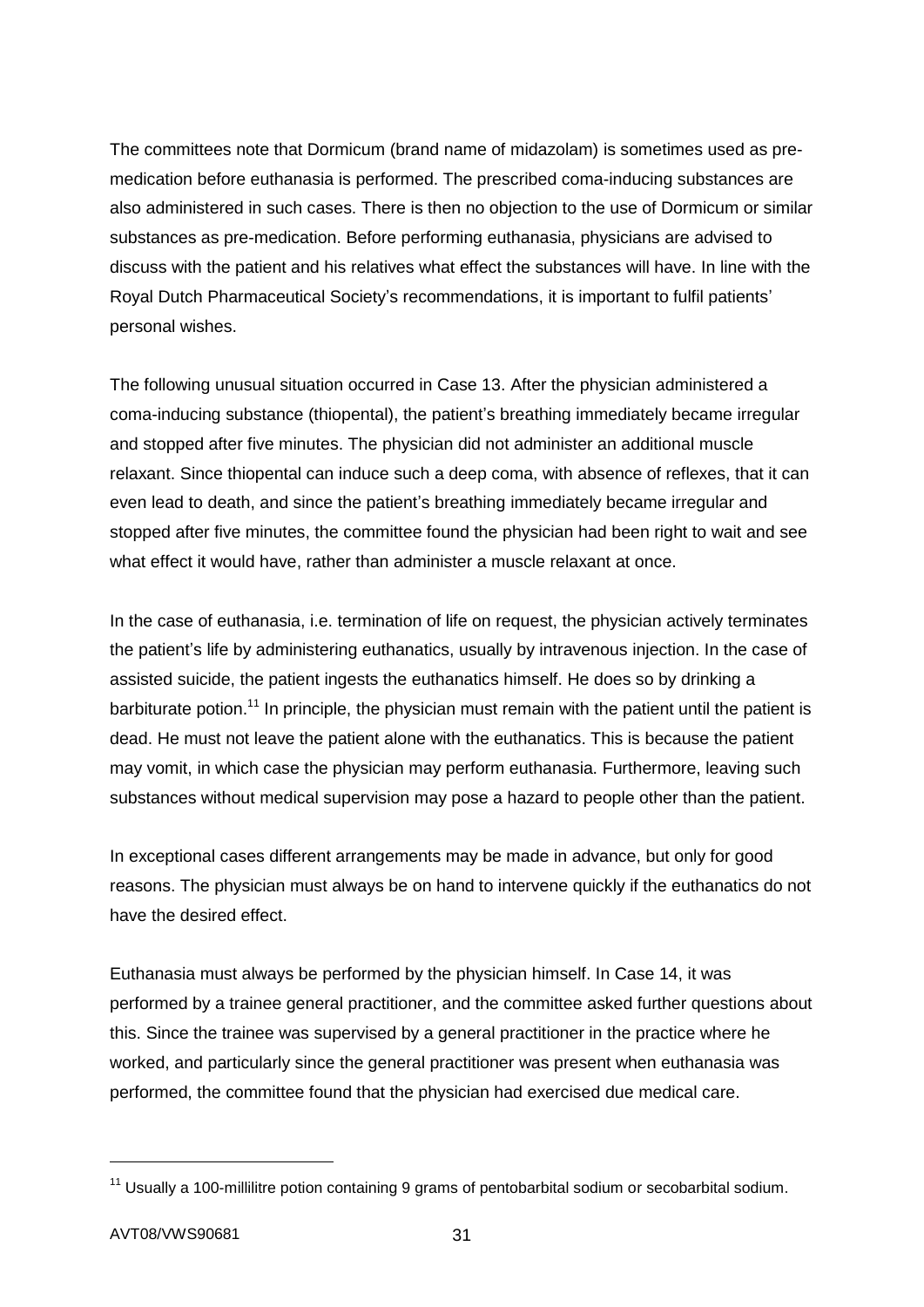The committees note that Dormicum (brand name of midazolam) is sometimes used as pre-medication before euthanasia is performed. The prescribed coma-inducing substances are also administered in such cases. There is then no objection to the use of Dormicum or similar substances as pre-medication. Before performing euthanasia, physicians are advised to discuss with the patient and his relatives what effect the substances will have. In line with the Royal Dutch Pharmaceutical Society's recommendations, it is important to fulfil patients' personal wishes.

The following unusual situation occurred in Case 13. After the physician administered a coma-inducing substance (thiopental), the patient's breathing immediately became irregular and stopped after five minutes. The physician did not administer an additional muscle relaxant. Since thiopental can induce such a deep coma, with absence of reflexes, that it can even lead to death, and since the patient's breathing immediately became irregular and stopped after five minutes, the committee found the physician had been right to wait and see what effect it would have, rather than administer a muscle relaxant at once.

In the case of euthanasia, i.e. termination of life on request, the physician actively terminates the patient's life by administering euthanatics, usually by intravenous injection. In the case of assisted suicide, the patient ingests the euthanatics himself. He does so by drinking a barbiturate potion.[11] In principle, the physician must remain with the patient until the patient is dead. He must not leave the patient alone with the euthanatics. This is because the patient may vomit, in which case the physician may perform euthanasia. Furthermore, leaving such substances without medical supervision may pose a hazard to people other than the patient.

In exceptional cases different arrangements may be made in advance, but only for good reasons. The physician must always be on hand to intervene quickly if the euthanatics do not have the desired effect.

Euthanasia must always be performed by the physician himself. In Case 14, it was performed by a trainee general practitioner, and the committee asked further questions about this. Since the trainee was supervised by a general practitioner in the practice where he worked, and particularly since the general practitioner was present when euthanasia was performed, the committee found that the physician had exercised due medical care.

[11] Usually a 100-millilitre potion containing 9 grams of pentobarbital sodium or secobarbital sodium.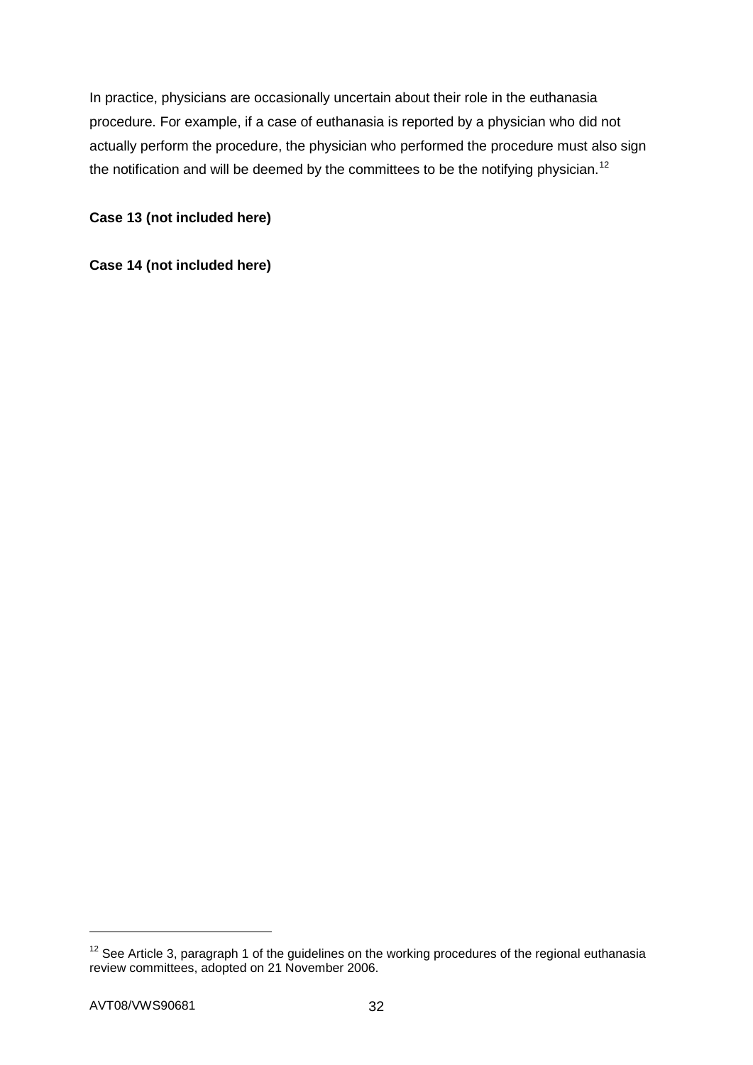In practice, physicians are occasionally uncertain about their role in the euthanasia procedure. For example, if a case of euthanasia is reported by a physician who did not actually perform the procedure, the physician who performed the procedure must also sign the notification and will be deemed by the committees to be the notifying physician.[12]

**Case 13 (not included here)**

**Case 14 (not included here)**

---

[12] See Article 3, paragraph 1 of the guidelines on the working procedures of the regional euthanasia review committees, adopted on 21 November 2006.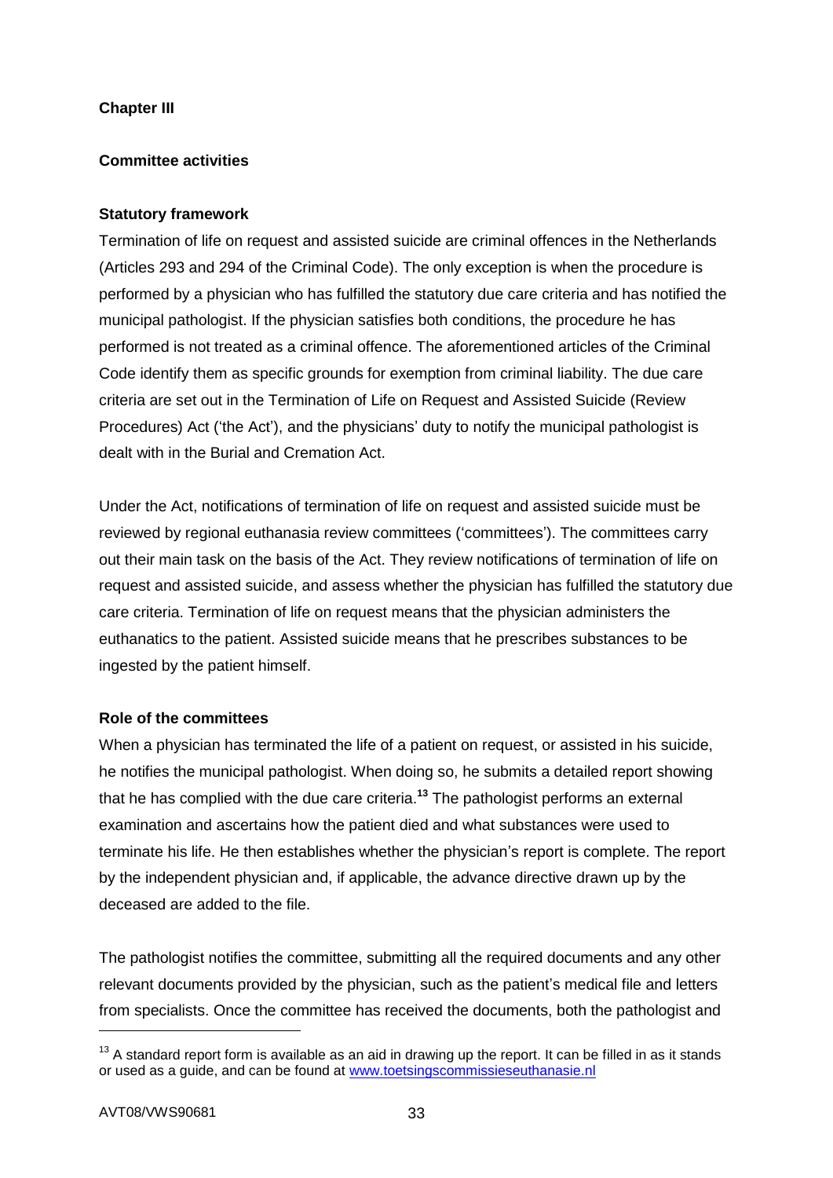## Chapter III

### Committee activities

### Statutory framework

Termination of life on request and assisted suicide are criminal offences in the Netherlands (Articles 293 and 294 of the Criminal Code). The only exception is when the procedure is performed by a physician who has fulfilled the statutory due care criteria and has notified the municipal pathologist. If the physician satisfies both conditions, the procedure he has performed is not treated as a criminal offence. The aforementioned articles of the Criminal Code identify them as specific grounds for exemption from criminal liability. The due care criteria are set out in the Termination of Life on Request and Assisted Suicide (Review Procedures) Act ('the Act'), and the physicians' duty to notify the municipal pathologist is dealt with in the Burial and Cremation Act.

Under the Act, notifications of termination of life on request and assisted suicide must be reviewed by regional euthanasia review committees ('committees'). The committees carry out their main task on the basis of the Act. They review notifications of termination of life on request and assisted suicide, and assess whether the physician has fulfilled the statutory due care criteria. Termination of life on request means that the physician administers the euthanatics to the patient. Assisted suicide means that he prescribes substances to be ingested by the patient himself.

### Role of the committees

When a physician has terminated the life of a patient on request, or assisted in his suicide, he notifies the municipal pathologist. When doing so, he submits a detailed report showing that he has complied with the due care criteria.[13] The pathologist performs an external examination and ascertains how the patient died and what substances were used to terminate his life. He then establishes whether the physician's report is complete. The report by the independent physician and, if applicable, the advance directive drawn up by the deceased are added to the file.

The pathologist notifies the committee, submitting all the required documents and any other relevant documents provided by the physician, such as the patient's medical file and letters from specialists. Once the committee has received the documents, both the pathologist and

---

[13] A standard report form is available as an aid in drawing up the report. It can be filled in as it stands or used as a guide, and can be found at www.toetsingscommissieseuthanasie.nl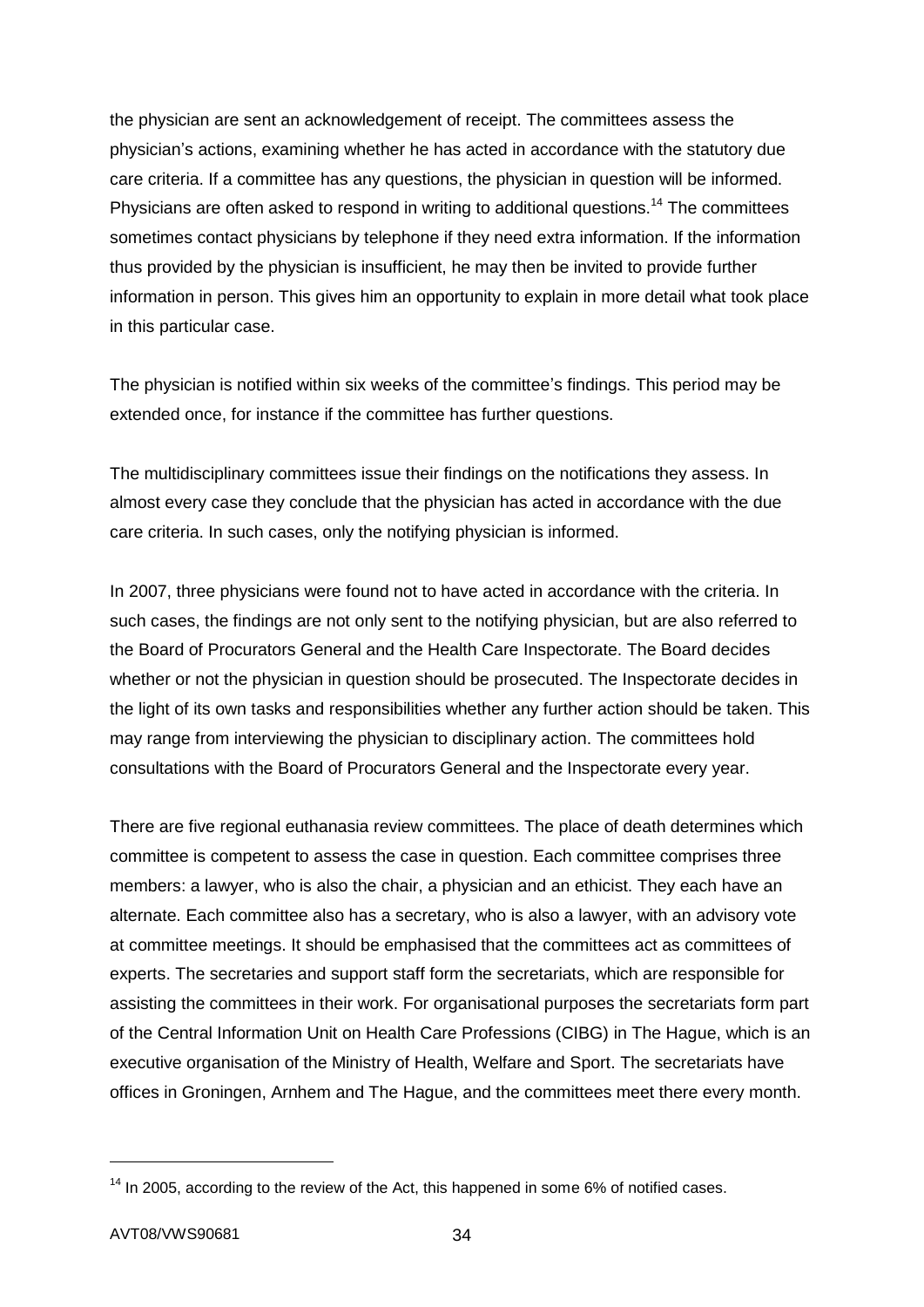the physician are sent an acknowledgement of receipt. The committees assess the physician's actions, examining whether he has acted in accordance with the statutory due care criteria. If a committee has any questions, the physician in question will be informed. Physicians are often asked to respond in writing to additional questions.[14] The committees sometimes contact physicians by telephone if they need extra information. If the information thus provided by the physician is insufficient, he may then be invited to provide further information in person. This gives him an opportunity to explain in more detail what took place in this particular case.

The physician is notified within six weeks of the committee's findings. This period may be extended once, for instance if the committee has further questions.

The multidisciplinary committees issue their findings on the notifications they assess. In almost every case they conclude that the physician has acted in accordance with the due care criteria. In such cases, only the notifying physician is informed.

In 2007, three physicians were found not to have acted in accordance with the criteria. In such cases, the findings are not only sent to the notifying physician, but are also referred to the Board of Procurators General and the Health Care Inspectorate. The Board decides whether or not the physician in question should be prosecuted. The Inspectorate decides in the light of its own tasks and responsibilities whether any further action should be taken. This may range from interviewing the physician to disciplinary action. The committees hold consultations with the Board of Procurators General and the Inspectorate every year.

There are five regional euthanasia review committees. The place of death determines which committee is competent to assess the case in question. Each committee comprises three members: a lawyer, who is also the chair, a physician and an ethicist. They each have an alternate. Each committee also has a secretary, who is also a lawyer, with an advisory vote at committee meetings. It should be emphasised that the committees act as committees of experts. The secretaries and support staff form the secretariats, which are responsible for assisting the committees in their work. For organisational purposes the secretariats form part of the Central Information Unit on Health Care Professions (CIBG) in The Hague, which is an executive organisation of the Ministry of Health, Welfare and Sport. The secretariats have offices in Groningen, Arnhem and The Hague, and the committees meet there every month.

---

[14] In 2005, according to the review of the Act, this happened in some 6% of notified cases.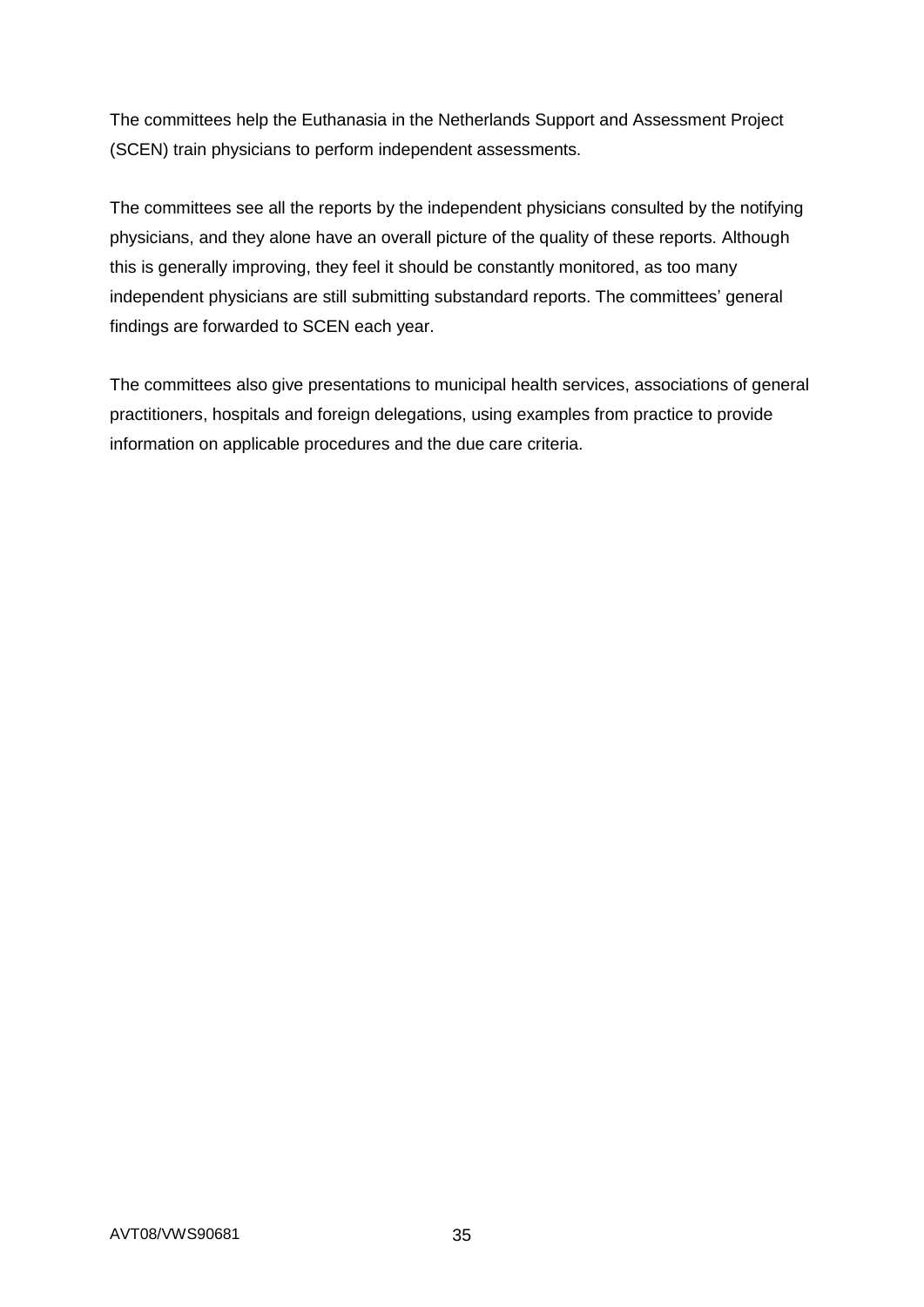The committees help the Euthanasia in the Netherlands Support and Assessment Project (SCEN) train physicians to perform independent assessments.

The committees see all the reports by the independent physicians consulted by the notifying physicians, and they alone have an overall picture of the quality of these reports. Although this is generally improving, they feel it should be constantly monitored, as too many independent physicians are still submitting substandard reports. The committees' general findings are forwarded to SCEN each year.

The committees also give presentations to municipal health services, associations of general practitioners, hospitals and foreign delegations, using examples from practice to provide information on applicable procedures and the due care criteria.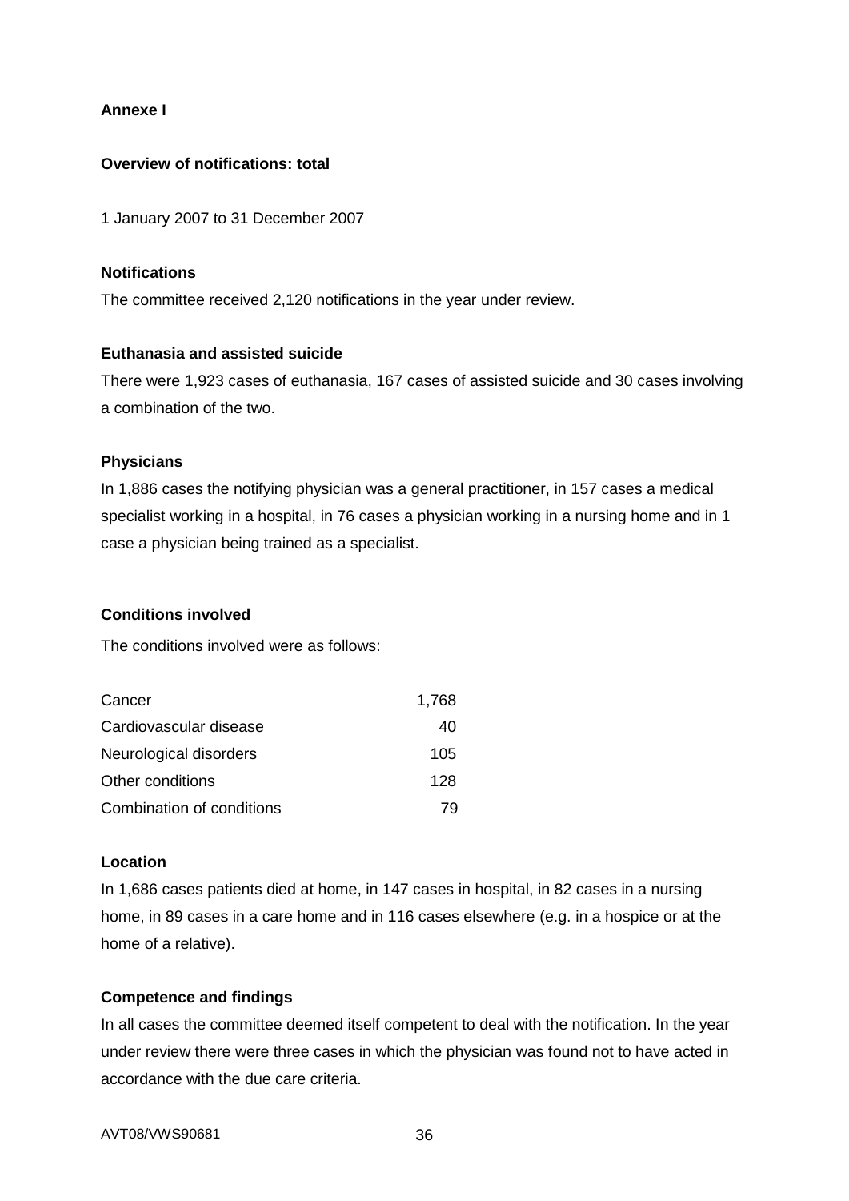**Annexe I**

**Overview of notifications: total**

1 January 2007 to 31 December 2007

**Notifications**

The committee received 2,120 notifications in the year under review.

**Euthanasia and assisted suicide**

There were 1,923 cases of euthanasia, 167 cases of assisted suicide and 30 cases involving a combination of the two.

**Physicians**

In 1,886 cases the notifying physician was a general practitioner, in 157 cases a medical specialist working in a hospital, in 76 cases a physician working in a nursing home and in 1 case a physician being trained as a specialist.

**Conditions involved**

The conditions involved were as follows:

| | |
|---|---:|
| Cancer | 1,768 |
| Cardiovascular disease | 40 |
| Neurological disorders | 105 |
| Other conditions | 128 |
| Combination of conditions | 79 |

**Location**

In 1,686 cases patients died at home, in 147 cases in hospital, in 82 cases in a nursing home, in 89 cases in a care home and in 116 cases elsewhere (e.g. in a hospice or at the home of a relative).

**Competence and findings**

In all cases the committee deemed itself competent to deal with the notification. In the year under review there were three cases in which the physician was found not to have acted in accordance with the due care criteria.

AVT08/VWS90681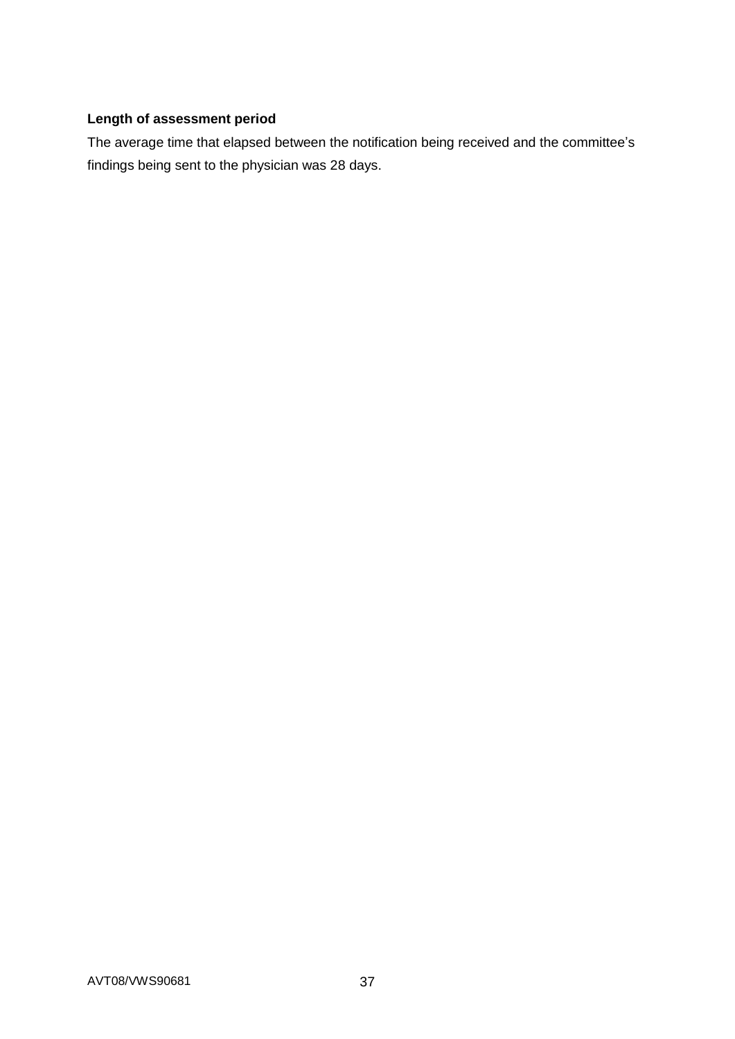**Length of assessment period**

The average time that elapsed between the notification being received and the committee's findings being sent to the physician was 28 days.